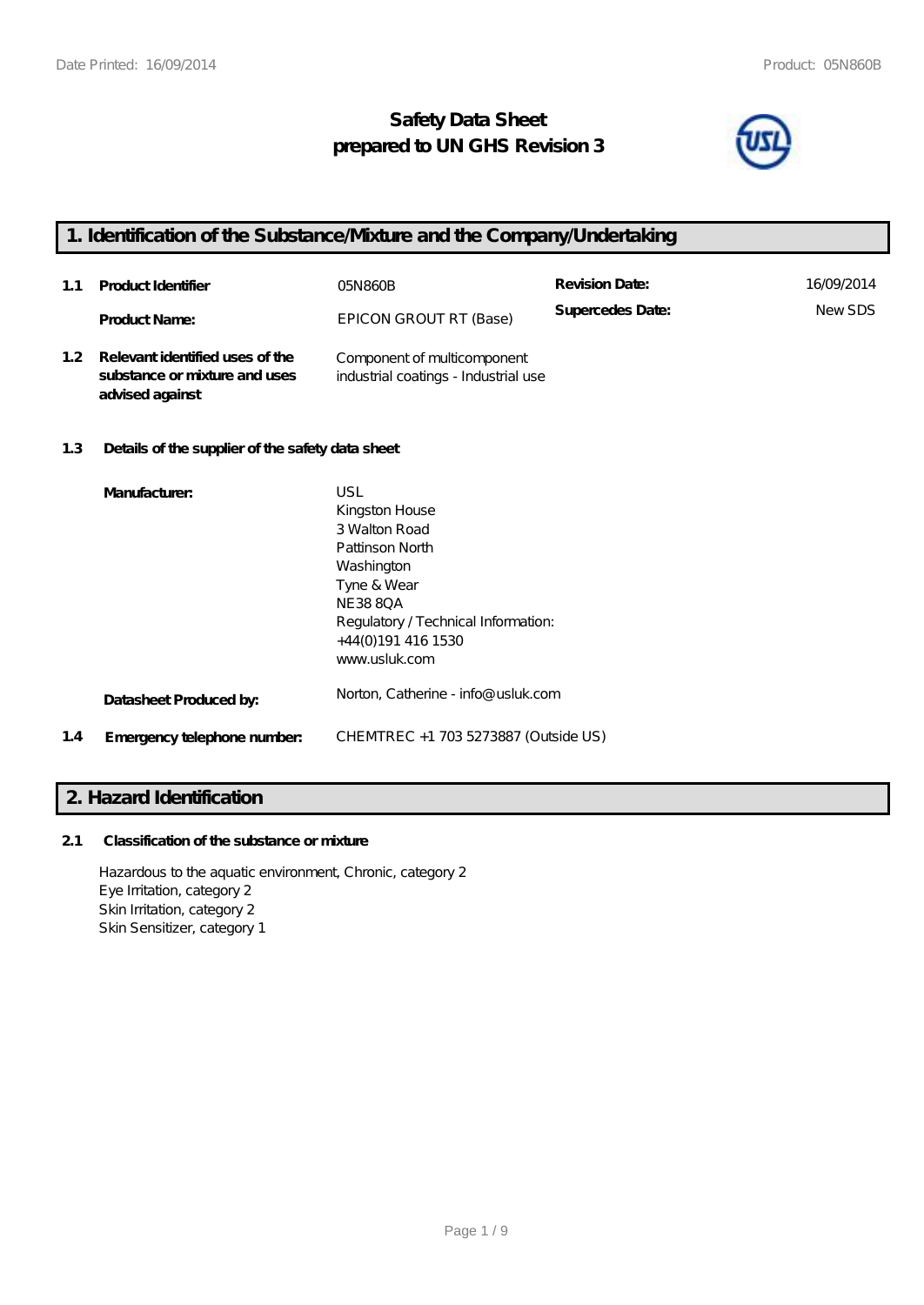# Safety Data Sheet
# prepared to UN GHS Revision 3

## 1. Identification of the Substance/Mixture and the Company/Undertaking

| | | | | |
|---|---|---|---|---|
| 1.1 | **Product Identifier** | 05N860B | **Revision Date:** | 16/09/2014 |
| | **Product Name:** | EPICON GROUT RT (Base) | **Supercedes Date:** | New SDS |
| 1.2 | **Relevant identified uses of the substance or mixture and uses advised against** | Component of multicomponent industrial coatings - Industrial use | | |

**1.3 Details of the supplier of the safety data sheet**

**Manufacturer:**
USL
Kingston House
3 Walton Road
Pattinson North
Washington
Tyne & Wear
NE38 8QA
Regulatory / Technical Information:
+44(0)191 416 1530
www.usluk.com

**Datasheet Produced by:** Norton, Catherine - info@usluk.com

**1.4 Emergency telephone number:** CHEMTREC +1 703 5273887 (Outside US)

## 2. Hazard Identification

**2.1 Classification of the substance or mixture**

Hazardous to the aquatic environment, Chronic, category 2
Eye Irritation, category 2
Skin Irritation, category 2
Skin Sensitizer, category 1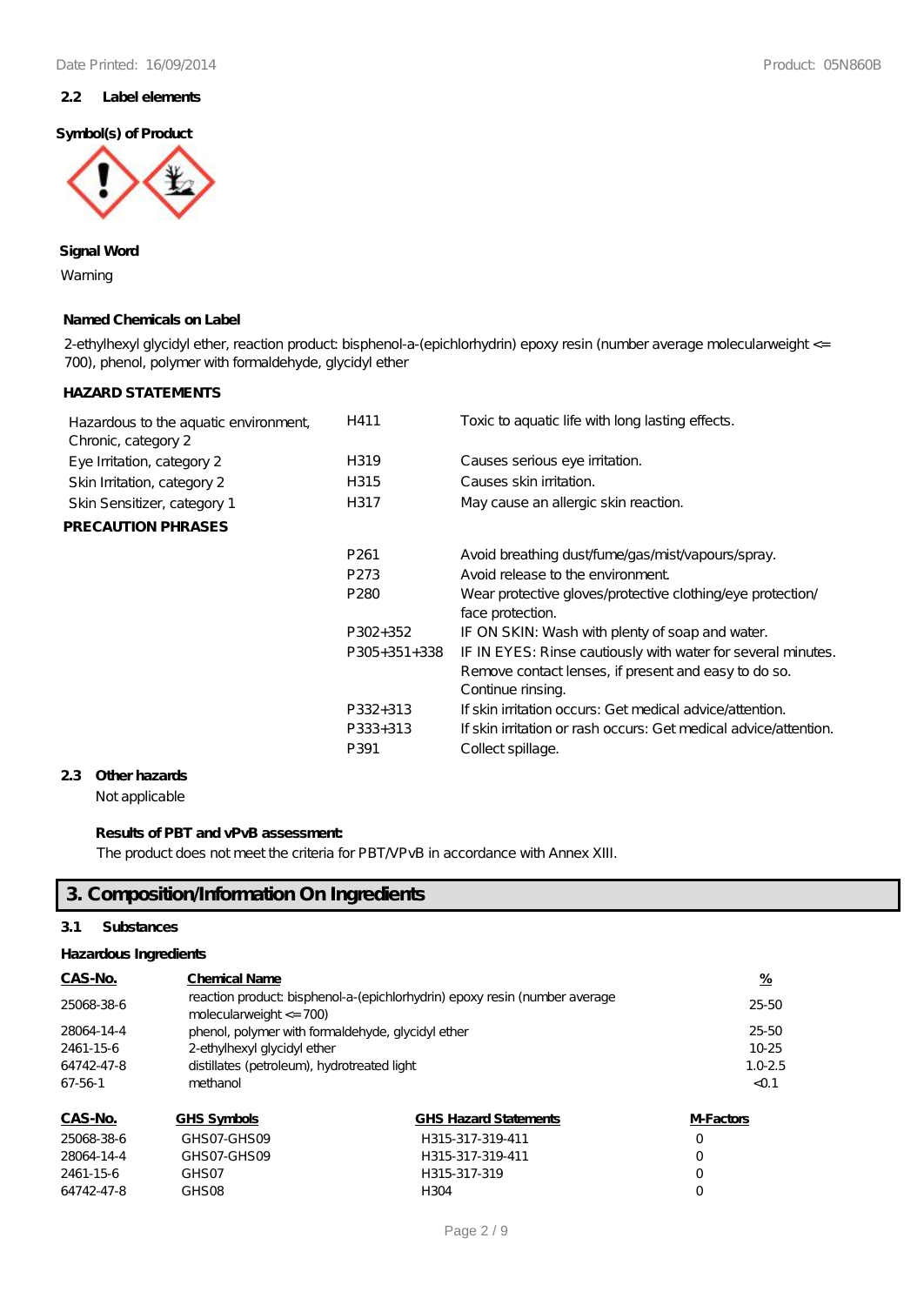### 2.2 Label elements

**Symbol(s) of Product**

**Signal Word**

Warning

**Named Chemicals on Label**

2-ethylhexyl glycidyl ether, reaction product: bisphenol-a-(epichlorhydrin) epoxy resin (number average molecularweight <= 700), phenol, polymer with formaldehyde, glycidyl ether

**HAZARD STATEMENTS**

| | | |
|---|---|---|
| Hazardous to the aquatic environment, Chronic, category 2 | H411 | Toxic to aquatic life with long lasting effects. |
| Eye Irritation, category 2 | H319 | Causes serious eye irritation. |
| Skin Irritation, category 2 | H315 | Causes skin irritation. |
| Skin Sensitizer, category 1 | H317 | May cause an allergic skin reaction. |

**PRECAUTION PHRASES**

| | | |
|---|---|---|
| | P261 | Avoid breathing dust/fume/gas/mist/vapours/spray. |
| | P273 | Avoid release to the environment. |
| | P280 | Wear protective gloves/protective clothing/eye protection/ face protection. |
| | P302+352 | IF ON SKIN: Wash with plenty of soap and water. |
| | P305+351+338 | IF IN EYES: Rinse cautiously with water for several minutes. Remove contact lenses, if present and easy to do so. Continue rinsing. |
| | P332+313 | If skin irritation occurs: Get medical advice/attention. |
| | P333+313 | If skin irritation or rash occurs: Get medical advice/attention. |
| | P391 | Collect spillage. |

### 2.3 Other hazards

Not applicable

**Results of PBT and vPvB assessment:**

The product does not meet the criteria for PBT/VPvB in accordance with Annex XIII.

## 3. Composition/Information On Ingredients

### 3.1 Substances

**Hazardous Ingredients**

| CAS-No. | Chemical Name | % |
|---|---|---|
| 25068-38-6 | reaction product: bisphenol-a-(epichlorhydrin) epoxy resin (number average molecularweight <= 700) | 25-50 |
| 28064-14-4 | phenol, polymer with formaldehyde, glycidyl ether | 25-50 |
| 2461-15-6 | 2-ethylhexyl glycidyl ether | 10-25 |
| 64742-47-8 | distillates (petroleum), hydrotreated light | 1.0-2.5 |
| 67-56-1 | methanol | <0.1 |

| CAS-No. | GHS Symbols | GHS Hazard Statements | M-Factors |
|---|---|---|---|
| 25068-38-6 | GHS07-GHS09 | H315-317-319-411 | 0 |
| 28064-14-4 | GHS07-GHS09 | H315-317-319-411 | 0 |
| 2461-15-6 | GHS07 | H315-317-319 | 0 |
| 64742-47-8 | GHS08 | H304 | 0 |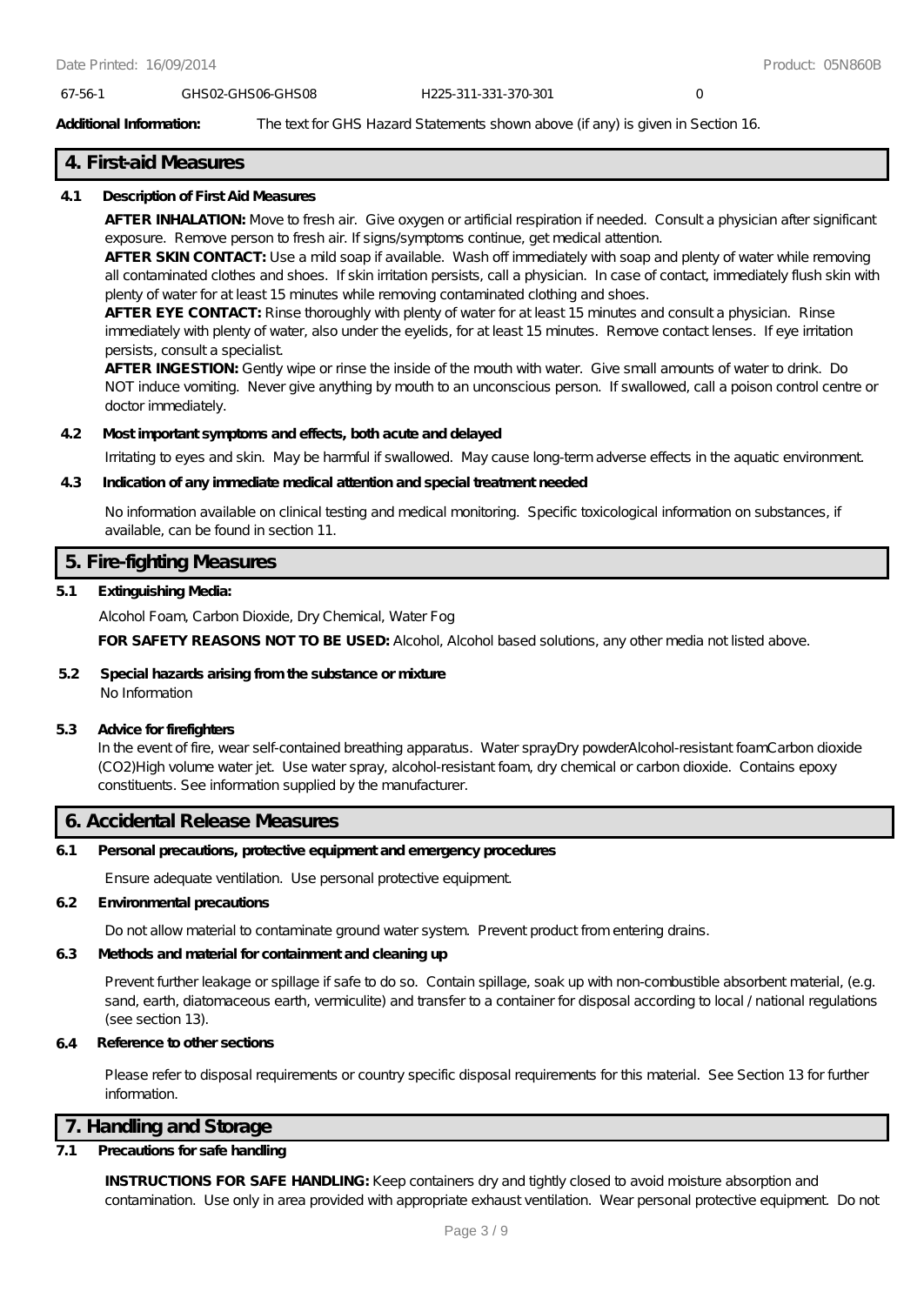| 67-56-1 | GHS02-GHS06-GHS08 | H225-311-331-370-301 | 0 |
|---|---|---|---|

**Additional Information:** The text for GHS Hazard Statements shown above (if any) is given in Section 16.

## 4. First-aid Measures

### 4.1 Description of First Aid Measures

**AFTER INHALATION:** Move to fresh air. Give oxygen or artificial respiration if needed. Consult a physician after significant exposure. Remove person to fresh air. If signs/symptoms continue, get medical attention.

**AFTER SKIN CONTACT:** Use a mild soap if available. Wash off immediately with soap and plenty of water while removing all contaminated clothes and shoes. If skin irritation persists, call a physician. In case of contact, immediately flush skin with plenty of water for at least 15 minutes while removing contaminated clothing and shoes.

**AFTER EYE CONTACT:** Rinse thoroughly with plenty of water for at least 15 minutes and consult a physician. Rinse immediately with plenty of water, also under the eyelids, for at least 15 minutes. Remove contact lenses. If eye irritation persists, consult a specialist.

**AFTER INGESTION:** Gently wipe or rinse the inside of the mouth with water. Give small amounts of water to drink. Do NOT induce vomiting. Never give anything by mouth to an unconscious person. If swallowed, call a poison control centre or doctor immediately.

### 4.2 Most important symptoms and effects, both acute and delayed

Irritating to eyes and skin. May be harmful if swallowed. May cause long-term adverse effects in the aquatic environment.

### 4.3 Indication of any immediate medical attention and special treatment needed

No information available on clinical testing and medical monitoring. Specific toxicological information on substances, if available, can be found in section 11.

## 5. Fire-fighting Measures

### 5.1 Extinguishing Media:

Alcohol Foam, Carbon Dioxide, Dry Chemical, Water Fog

**FOR SAFETY REASONS NOT TO BE USED:** Alcohol, Alcohol based solutions, any other media not listed above.

### 5.2 Special hazards arising from the substance or mixture

No Information

### 5.3 Advice for firefighters

In the event of fire, wear self-contained breathing apparatus. Water sprayDry powderAlcohol-resistant foamCarbon dioxide ($CO_2$)High volume water jet. Use water spray, alcohol-resistant foam, dry chemical or carbon dioxide. Contains epoxy constituents. See information supplied by the manufacturer.

## 6. Accidental Release Measures

### 6.1 Personal precautions, protective equipment and emergency procedures

Ensure adequate ventilation. Use personal protective equipment.

### 6.2 Environmental precautions

Do not allow material to contaminate ground water system. Prevent product from entering drains.

### 6.3 Methods and material for containment and cleaning up

Prevent further leakage or spillage if safe to do so. Contain spillage, soak up with non-combustible absorbent material, (e.g. sand, earth, diatomaceous earth, vermiculite) and transfer to a container for disposal according to local / national regulations (see section 13).

### 6.4 Reference to other sections

Please refer to disposal requirements or country specific disposal requirements for this material. See Section 13 for further information.

## 7. Handling and Storage

### 7.1 Precautions for safe handling

**INSTRUCTIONS FOR SAFE HANDLING:** Keep containers dry and tightly closed to avoid moisture absorption and contamination. Use only in area provided with appropriate exhaust ventilation. Wear personal protective equipment. Do not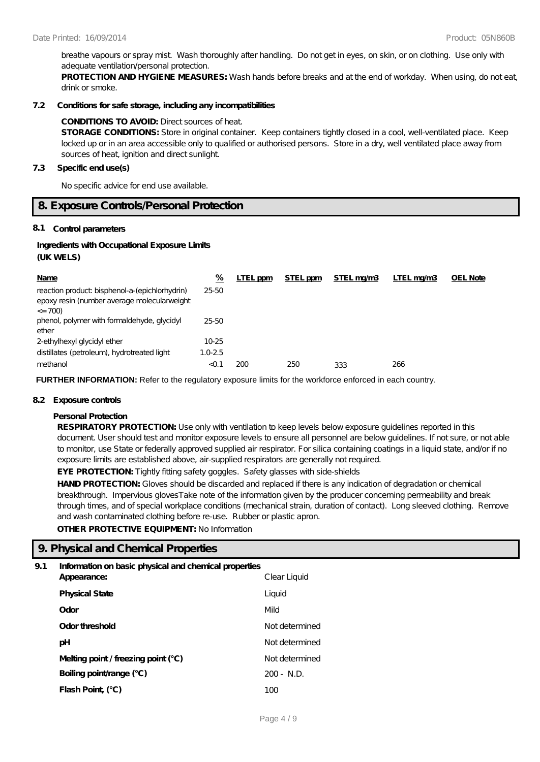breathe vapours or spray mist. Wash thoroughly after handling. Do not get in eyes, on skin, or on clothing. Use only with adequate ventilation/personal protection.

**PROTECTION AND HYGIENE MEASURES:** Wash hands before breaks and at the end of workday. When using, do not eat, drink or smoke.

**7.2 Conditions for safe storage, including any incompatibilities**

**CONDITIONS TO AVOID:** Direct sources of heat.

**STORAGE CONDITIONS:** Store in original container. Keep containers tightly closed in a cool, well-ventilated place. Keep locked up or in an area accessible only to qualified or authorised persons. Store in a dry, well ventilated place away from sources of heat, ignition and direct sunlight.

**7.3 Specific end use(s)**

No specific advice for end use available.

## 8. Exposure Controls/Personal Protection

**8.1 Control parameters**

**Ingredients with Occupational Exposure Limits (UK WELS)**

| Name | % | LTEL ppm | STEL ppm | STEL mg/m3 | LTEL mg/m3 | OEL Note |
|---|---|---|---|---|---|---|
| reaction product: bisphenol-a-(epichlorhydrin) epoxy resin (number average molecularweight <= 700) | 25-50 | | | | | |
| phenol, polymer with formaldehyde, glycidyl ether | 25-50 | | | | | |
| 2-ethylhexyl glycidyl ether | 10-25 | | | | | |
| distillates (petroleum), hydrotreated light | 1.0-2.5 | | | | | |
| methanol | <0.1 | 200 | 250 | 333 | 266 | |

**FURTHER INFORMATION:** Refer to the regulatory exposure limits for the workforce enforced in each country.

**8.2 Exposure controls**

**Personal Protection**

**RESPIRATORY PROTECTION:** Use only with ventilation to keep levels below exposure guidelines reported in this document. User should test and monitor exposure levels to ensure all personnel are below guidelines. If not sure, or not able to monitor, use State or federally approved supplied air respirator. For silica containing coatings in a liquid state, and/or if no exposure limits are established above, air-supplied respirators are generally not required.

**EYE PROTECTION:** Tightly fitting safety goggles. Safety glasses with side-shields

**HAND PROTECTION:** Gloves should be discarded and replaced if there is any indication of degradation or chemical breakthrough. Impervious glovesTake note of the information given by the producer concerning permeability and break through times, and of special workplace conditions (mechanical strain, duration of contact). Long sleeved clothing. Remove and wash contaminated clothing before re-use. Rubber or plastic apron.

**OTHER PROTECTIVE EQUIPMENT:** No Information

## 9. Physical and Chemical Properties

**9.1 Information on basic physical and chemical properties**

| | |
|---|---|
| **Appearance:** | Clear Liquid |
| **Physical State** | Liquid |
| **Odor** | Mild |
| **Odor threshold** | Not determined |
| **pH** | Not determined |
| **Melting point / freezing point (°C)** | Not determined |
| **Boiling point/range (°C)** | 200 - N.D. |
| **Flash Point, (°C)** | 100 |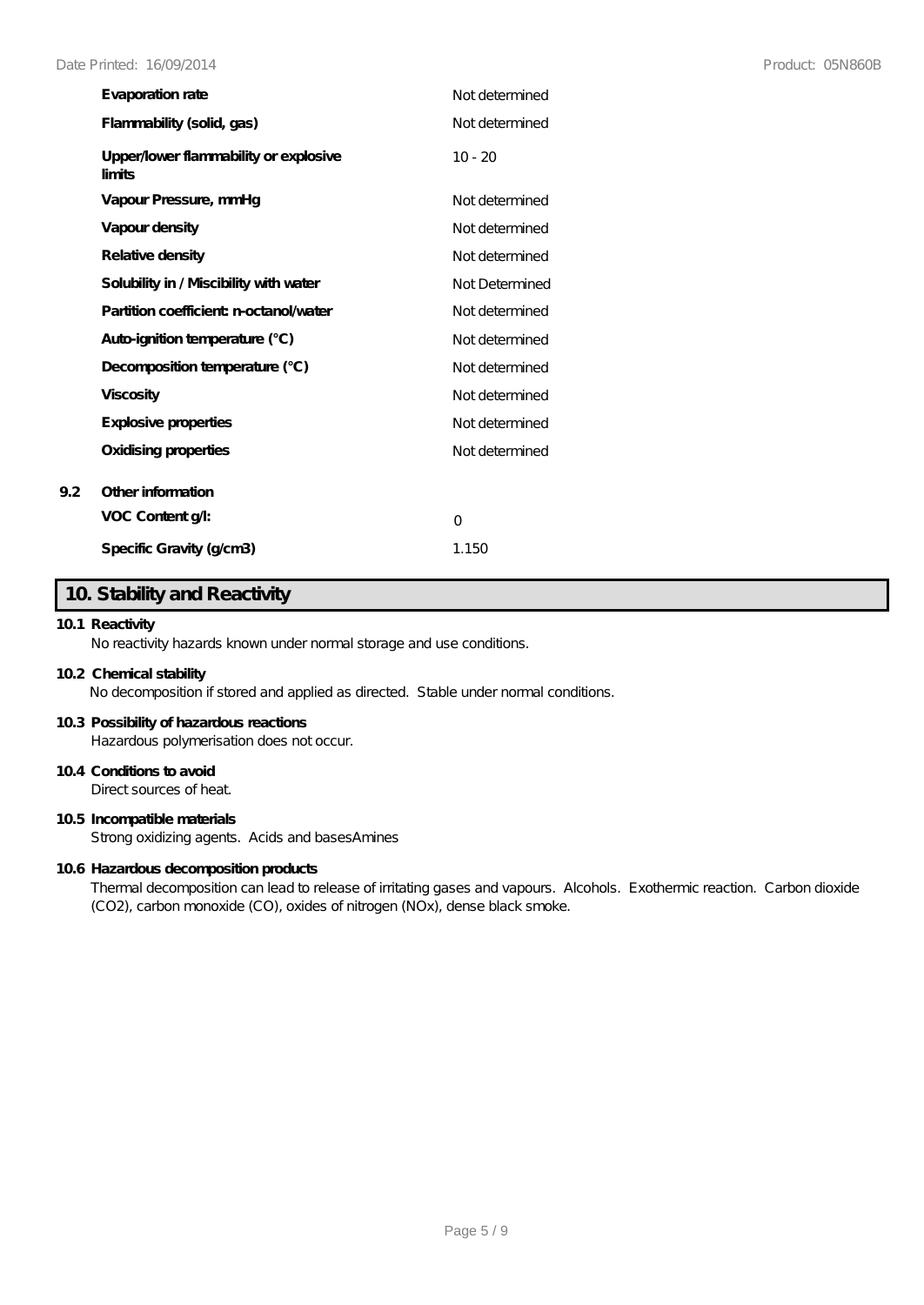| Property | Value |
| --- | --- |
| **Evaporation rate** | Not determined |
| **Flammability (solid, gas)** | Not determined |
| **Upper/lower flammability or explosive limits** | 10 - 20 |
| **Vapour Pressure, mmHg** | Not determined |
| **Vapour density** | Not determined |
| **Relative density** | Not determined |
| **Solubility in / Miscibility with water** | Not Determined |
| **Partition coefficient: n-octanol/water** | Not determined |
| **Auto-ignition temperature (°C)** | Not determined |
| **Decomposition temperature (°C)** | Not determined |
| **Viscosity** | Not determined |
| **Explosive properties** | Not determined |
| **Oxidising properties** | Not determined |

**9.2 Other information**

| Property | Value |
| --- | --- |
| **VOC Content g/l:** | 0 |
| **Specific Gravity (g/cm3)** | 1.150 |

## 10. Stability and Reactivity

**10.1 Reactivity**

No reactivity hazards known under normal storage and use conditions.

**10.2 Chemical stability**

No decomposition if stored and applied as directed. Stable under normal conditions.

**10.3 Possibility of hazardous reactions**

Hazardous polymerisation does not occur.

**10.4 Conditions to avoid**

Direct sources of heat.

**10.5 Incompatible materials**

Strong oxidizing agents. Acids and basesAmines

**10.6 Hazardous decomposition products**

Thermal decomposition can lead to release of irritating gases and vapours. Alcohols. Exothermic reaction. Carbon dioxide ($CO_2$), carbon monoxide (CO), oxides of nitrogen ($NO_x$), dense black smoke.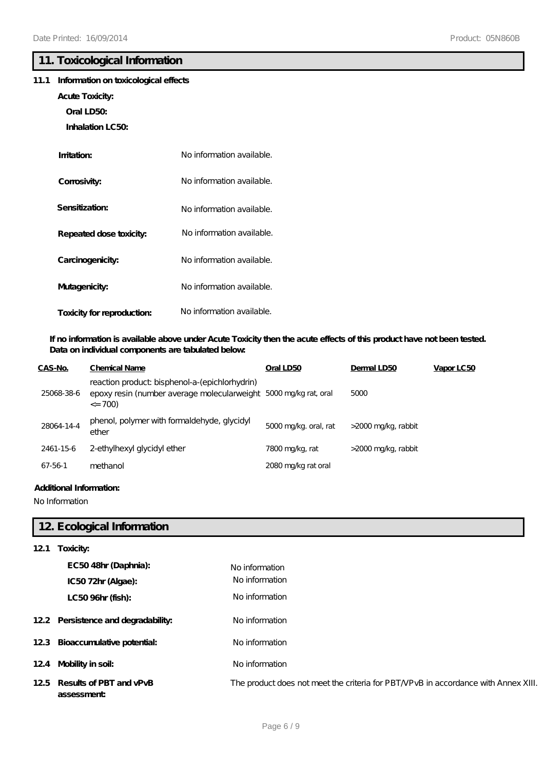## 11. Toxicological Information

**11.1 Information on toxicological effects**

**Acute Toxicity:**

**Oral LD50:**

**Inhalation LC50:**

**Irritation:** No information available.

**Corrosivity:** No information available.

**Sensitization:** No information available.

**Repeated dose toxicity:** No information available.

**Carcinogenicity:** No information available.

**Mutagenicity:** No information available.

**Toxicity for reproduction:** No information available.

**If no information is available above under Acute Toxicity then the acute effects of this product have not been tested. Data on individual components are tabulated below:**

| CAS-No. | Chemical Name | Oral LD50 | Dermal LD50 | Vapor LC50 |
|---|---|---|---|---|
| 25068-38-6 | reaction product: bisphenol-a-(epichlorhydrin) epoxy resin (number average molecularweight <= 700) | 5000 mg/kg rat, oral | 5000 | |
| 28064-14-4 | phenol, polymer with formaldehyde, glycidyl ether | 5000 mg/kg. oral, rat | >2000 mg/kg, rabbit | |
| 2461-15-6 | 2-ethylhexyl glycidyl ether | 7800 mg/kg, rat | >2000 mg/kg, rabbit | |
| 67-56-1 | methanol | 2080 mg/kg rat oral | | |

**Additional Information:**

No Information

## 12. Ecological Information

**12.1 Toxicity:**

**EC50 48hr (Daphnia):** No information

**IC50 72hr (Algae):** No information

**LC50 96hr (fish):** No information

**12.2 Persistence and degradability:** No information

**12.3 Bioaccumulative potential:** No information

**12.4 Mobility in soil:** No information

**12.5 Results of PBT and vPvB assessment:** The product does not meet the criteria for PBT/VPvB in accordance with Annex XIII.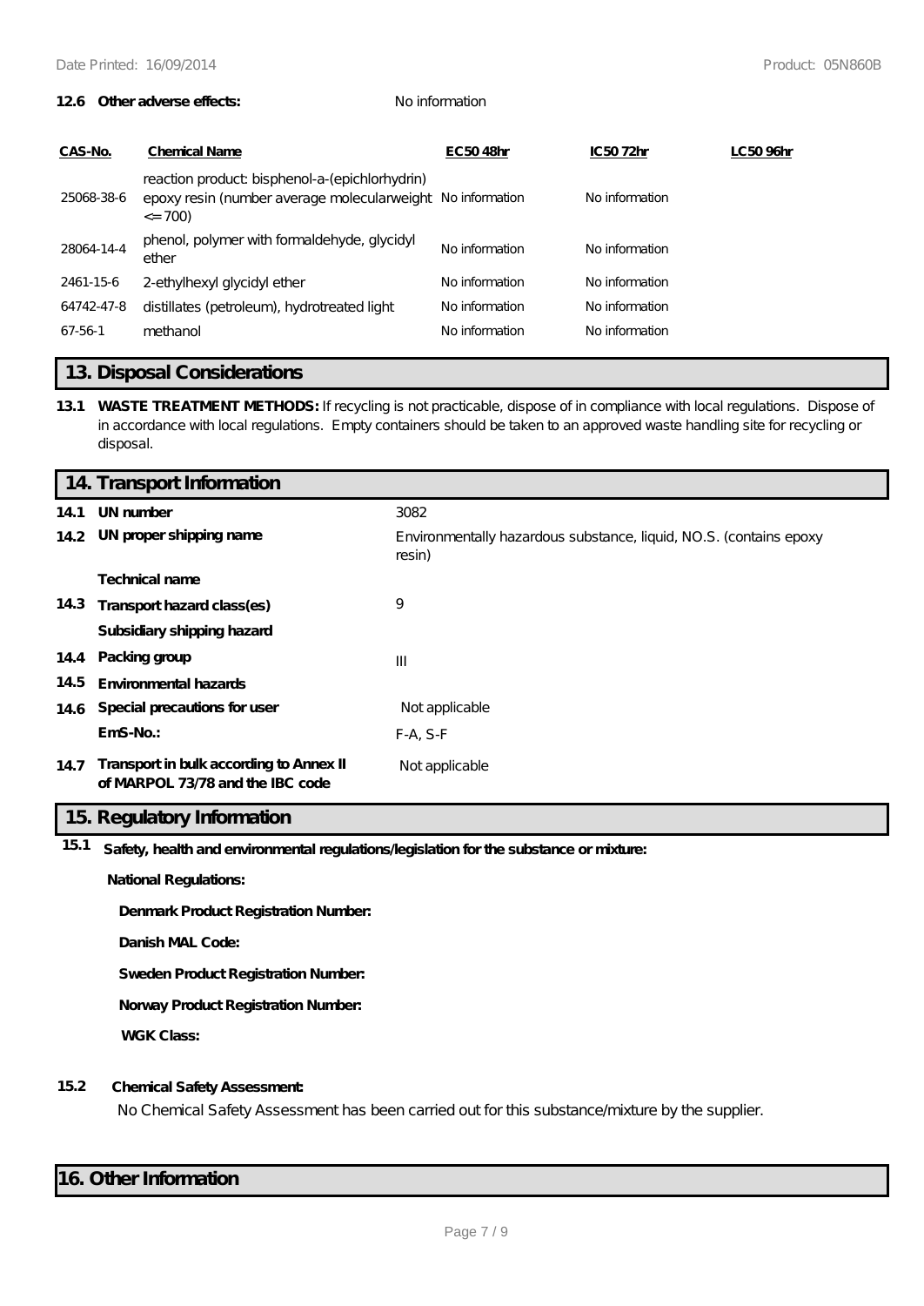**12.6 Other adverse effects:** No information

| CAS-No. | Chemical Name | EC50 48hr | IC50 72hr | LC50 96hr |
|---|---|---|---|---|
| 25068-38-6 | reaction product: bisphenol-a-(epichlorhydrin) epoxy resin (number average molecularweight <= 700) | No information | No information | |
| 28064-14-4 | phenol, polymer with formaldehyde, glycidyl ether | No information | No information | |
| 2461-15-6 | 2-ethylhexyl glycidyl ether | No information | No information | |
| 64742-47-8 | distillates (petroleum), hydrotreated light | No information | No information | |
| 67-56-1 | methanol | No information | No information | |

## 13. Disposal Considerations

**13.1 WASTE TREATMENT METHODS:** If recycling is not practicable, dispose of in compliance with local regulations. Dispose of in accordance with local regulations. Empty containers should be taken to an approved waste handling site for recycling or disposal.

## 14. Transport Information

| | | |
|---|---|---|
| **14.1** | **UN number** | 3082 |
| **14.2** | **UN proper shipping name** | Environmentally hazardous substance, liquid, NO.S. (contains epoxy resin) |
| | **Technical name** | |
| **14.3** | **Transport hazard class(es)** | 9 |
| | **Subsidiary shipping hazard** | |
| **14.4** | **Packing group** | III |
| **14.5** | **Environmental hazards** | |
| **14.6** | **Special precautions for user** | Not applicable |
| | **EmS-No.:** | F-A, S-F |
| **14.7** | **Transport in bulk according to Annex II of MARPOL 73/78 and the IBC code** | Not applicable |

## 15. Regulatory Information

**15.1 Safety, health and environmental regulations/legislation for the substance or mixture:**

**National Regulations:**

**Denmark Product Registration Number:**

**Danish MAL Code:**

**Sweden Product Registration Number:**

**Norway Product Registration Number:**

**WGK Class:**

**15.2 Chemical Safety Assessment:**

No Chemical Safety Assessment has been carried out for this substance/mixture by the supplier.

## 16. Other Information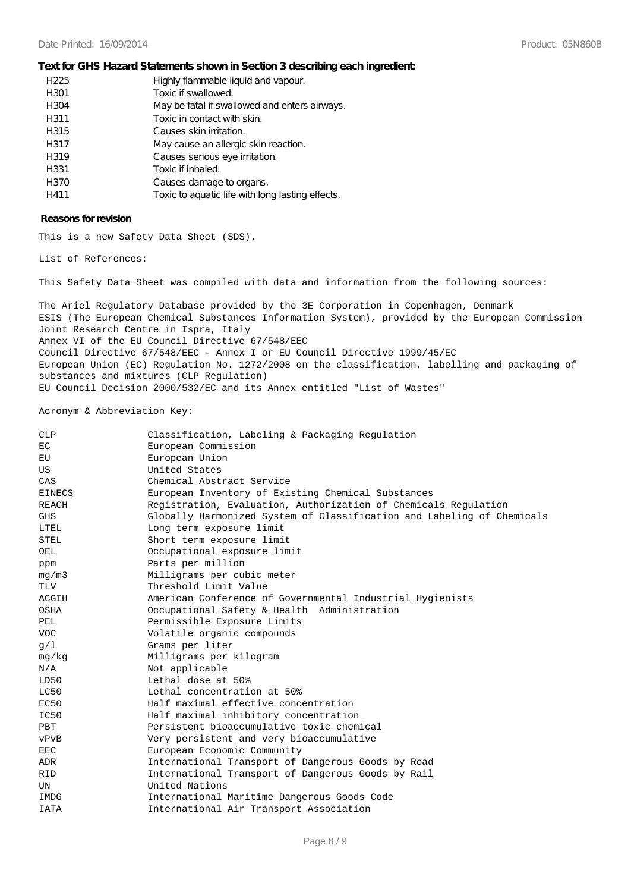**Text for GHS Hazard Statements shown in Section 3 describing each ingredient:**

| | |
|---|---|
| H225 | Highly flammable liquid and vapour. |
| H301 | Toxic if swallowed. |
| H304 | May be fatal if swallowed and enters airways. |
| H311 | Toxic in contact with skin. |
| H315 | Causes skin irritation. |
| H317 | May cause an allergic skin reaction. |
| H319 | Causes serious eye irritation. |
| H331 | Toxic if inhaled. |
| H370 | Causes damage to organs. |
| H411 | Toxic to aquatic life with long lasting effects. |

**Reasons for revision**

This is a new Safety Data Sheet (SDS).

List of References:

This Safety Data Sheet was compiled with data and information from the following sources:

The Ariel Regulatory Database provided by the 3E Corporation in Copenhagen, Denmark
ESIS (The European Chemical Substances Information System), provided by the European Commission Joint Research Centre in Ispra, Italy
Annex VI of the EU Council Directive 67/548/EEC
Council Directive 67/548/EEC - Annex I or EU Council Directive 1999/45/EC
European Union (EC) Regulation No. 1272/2008 on the classification, labelling and packaging of substances and mixtures (CLP Regulation)
EU Council Decision 2000/532/EC and its Annex entitled "List of Wastes"

Acronym & Abbreviation Key:

| | |
|---|---|
| CLP | Classification, Labeling & Packaging Regulation |
| EC | European Commission |
| EU | European Union |
| US | United States |
| CAS | Chemical Abstract Service |
| EINECS | European Inventory of Existing Chemical Substances |
| REACH | Registration, Evaluation, Authorization of Chemicals Regulation |
| GHS | Globally Harmonized System of Classification and Labeling of Chemicals |
| LTEL | Long term exposure limit |
| STEL | Short term exposure limit |
| OEL | Occupational exposure limit |
| ppm | Parts per million |
| mg/m3 | Milligrams per cubic meter |
| TLV | Threshold Limit Value |
| ACGIH | American Conference of Governmental Industrial Hygienists |
| OSHA | Occupational Safety & Health Administration |
| PEL | Permissible Exposure Limits |
| VOC | Volatile organic compounds |
| g/l | Grams per liter |
| mg/kg | Milligrams per kilogram |
| N/A | Not applicable |
| LD50 | Lethal dose at 50% |
| LC50 | Lethal concentration at 50% |
| EC50 | Half maximal effective concentration |
| IC50 | Half maximal inhibitory concentration |
| PBT | Persistent bioaccumulative toxic chemical |
| vPvB | Very persistent and very bioaccumulative |
| EEC | European Economic Community |
| ADR | International Transport of Dangerous Goods by Road |
| RID | International Transport of Dangerous Goods by Rail |
| UN | United Nations |
| IMDG | International Maritime Dangerous Goods Code |
| IATA | International Air Transport Association |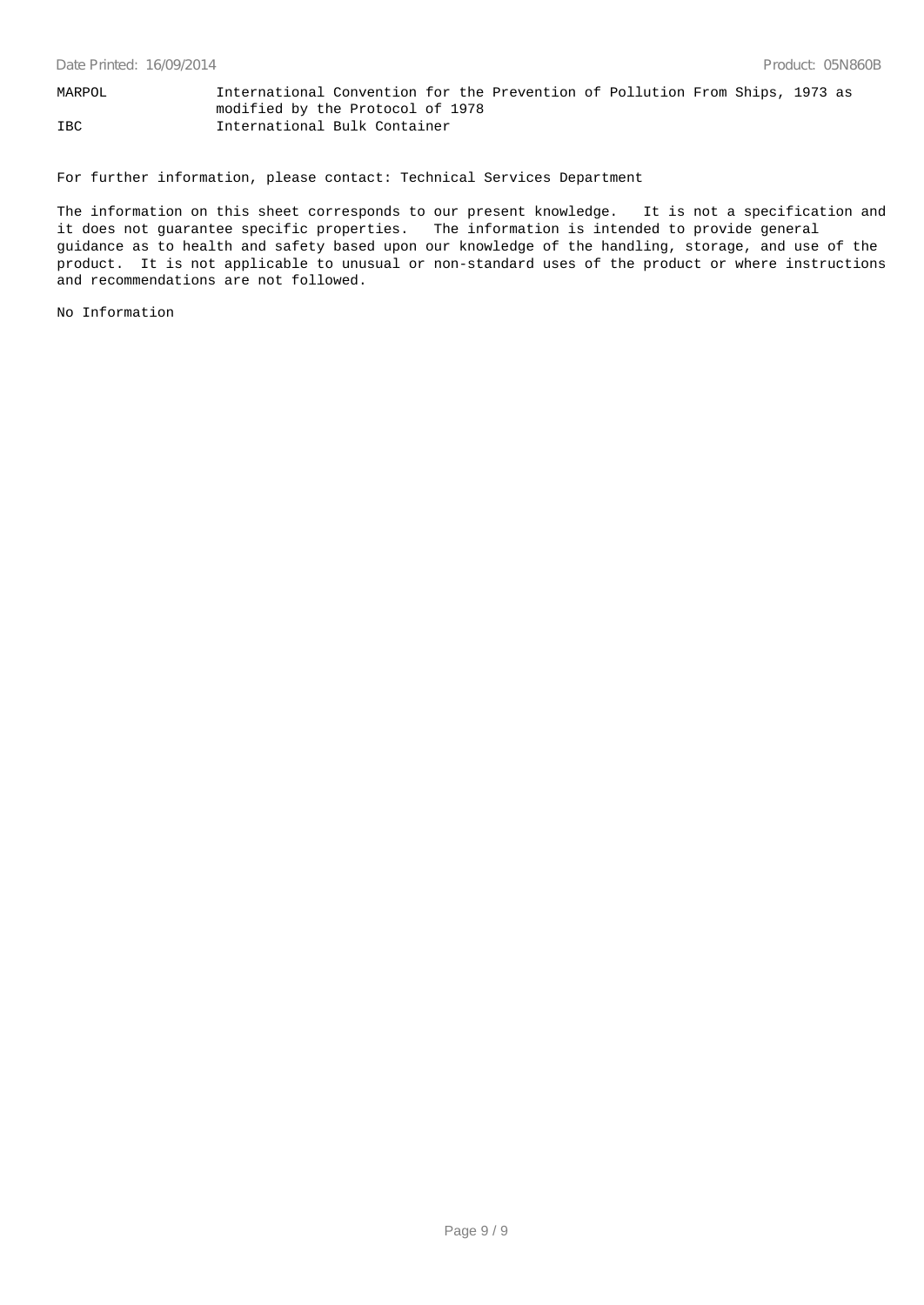| | |
|---|---|
| MARPOL | International Convention for the Prevention of Pollution From Ships, 1973 as modified by the Protocol of 1978 |
| IBC | International Bulk Container |

For further information, please contact: Technical Services Department

The information on this sheet corresponds to our present knowledge. It is not a specification and it does not guarantee specific properties. The information is intended to provide general guidance as to health and safety based upon our knowledge of the handling, storage, and use of the product. It is not applicable to unusual or non-standard uses of the product or where instructions and recommendations are not followed.

No Information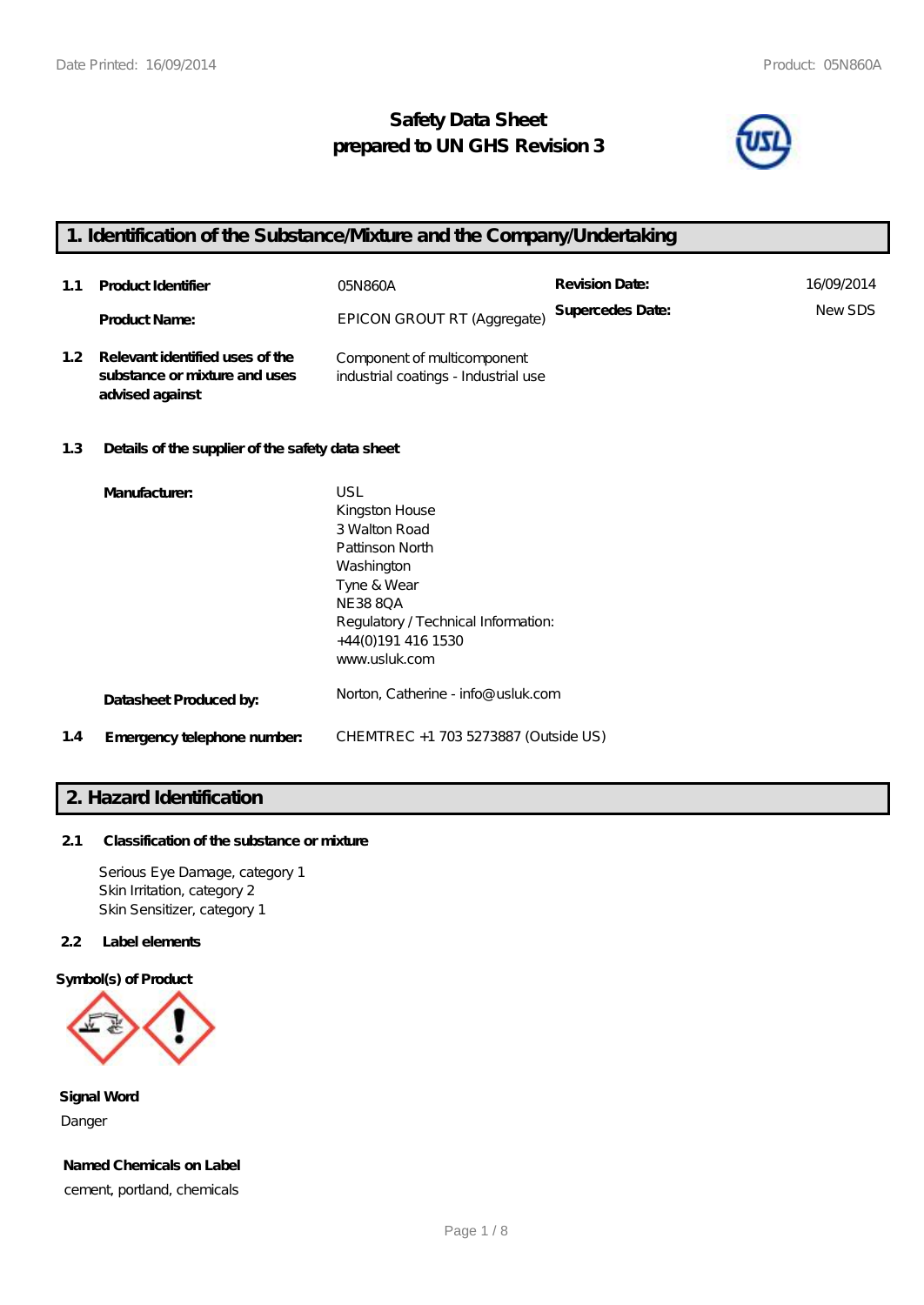# Safety Data Sheet
## prepared to UN GHS Revision 3

## 1. Identification of the Substance/Mixture and the Company/Undertaking

| | | | | |
|---|---|---|---|---|
| 1.1 | **Product Identifier** | 05N860A | **Revision Date:** | 16/09/2014 |
| | **Product Name:** | EPICON GROUT RT (Aggregate) | **Supercedes Date:** | New SDS |
| 1.2 | **Relevant identified uses of the substance or mixture and uses advised against** | Component of multicomponent industrial coatings - Industrial use | | |

**1.3 Details of the supplier of the safety data sheet**

**Manufacturer:**
USL
Kingston House
3 Walton Road
Pattinson North
Washington
Tyne & Wear
NE38 8QA
Regulatory / Technical Information:
+44(0)191 416 1530
www.usluk.com

**Datasheet Produced by:** Norton, Catherine - info@usluk.com

**1.4 Emergency telephone number:** CHEMTREC +1 703 5273887 (Outside US)

## 2. Hazard Identification

**2.1 Classification of the substance or mixture**

Serious Eye Damage, category 1
Skin Irritation, category 2
Skin Sensitizer, category 1

**2.2 Label elements**

**Symbol(s) of Product**

**Signal Word**

Danger

**Named Chemicals on Label**

cement, portland, chemicals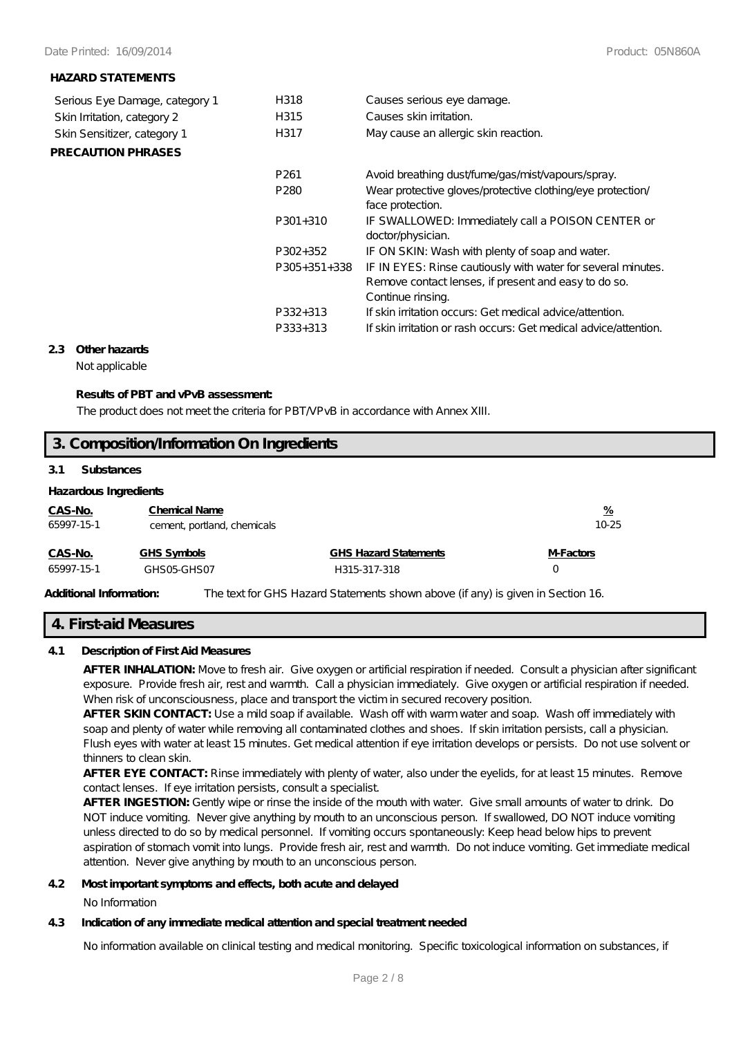**HAZARD STATEMENTS**

| | | |
|---|---|---|
| Serious Eye Damage, category 1 | H318 | Causes serious eye damage. |
| Skin Irritation, category 2 | H315 | Causes skin irritation. |
| Skin Sensitizer, category 1 | H317 | May cause an allergic skin reaction. |

**PRECAUTION PHRASES**

| | |
|---|---|
| P261 | Avoid breathing dust/fume/gas/mist/vapours/spray. |
| P280 | Wear protective gloves/protective clothing/eye protection/ face protection. |
| P301+310 | IF SWALLOWED: Immediately call a POISON CENTER or doctor/physician. |
| P302+352 | IF ON SKIN: Wash with plenty of soap and water. |
| P305+351+338 | IF IN EYES: Rinse cautiously with water for several minutes. Remove contact lenses, if present and easy to do so. Continue rinsing. |
| P332+313 | If skin irritation occurs: Get medical advice/attention. |
| P333+313 | If skin irritation or rash occurs: Get medical advice/attention. |

**2.3 Other hazards**

Not applicable

**Results of PBT and vPvB assessment:**

The product does not meet the criteria for PBT/VPvB in accordance with Annex XIII.

## 3. Composition/Information On Ingredients

**3.1 Substances**

**Hazardous Ingredients**

| CAS-No. | Chemical Name | % |
|---|---|---|
| 65997-15-1 | cement, portland, chemicals | 10-25 |

| CAS-No. | GHS Symbols | GHS Hazard Statements | M-Factors |
|---|---|---|---|
| 65997-15-1 | GHS05-GHS07 | H315-317-318 | 0 |

**Additional Information:** The text for GHS Hazard Statements shown above (if any) is given in Section 16.

## 4. First-aid Measures

**4.1 Description of First Aid Measures**

**AFTER INHALATION:** Move to fresh air. Give oxygen or artificial respiration if needed. Consult a physician after significant exposure. Provide fresh air, rest and warmth. Call a physician immediately. Give oxygen or artificial respiration if needed. When risk of unconsciousness, place and transport the victim in secured recovery position.

**AFTER SKIN CONTACT:** Use a mild soap if available. Wash off with warm water and soap. Wash off immediately with soap and plenty of water while removing all contaminated clothes and shoes. If skin irritation persists, call a physician. Flush eyes with water at least 15 minutes. Get medical attention if eye irritation develops or persists. Do not use solvent or thinners to clean skin.

**AFTER EYE CONTACT:** Rinse immediately with plenty of water, also under the eyelids, for at least 15 minutes. Remove contact lenses. If eye irritation persists, consult a specialist.

**AFTER INGESTION:** Gently wipe or rinse the inside of the mouth with water. Give small amounts of water to drink. Do NOT induce vomiting. Never give anything by mouth to an unconscious person. If swallowed, DO NOT induce vomiting unless directed to do so by medical personnel. If vomiting occurs spontaneously: Keep head below hips to prevent aspiration of stomach vomit into lungs. Provide fresh air, rest and warmth. Do not induce vomiting. Get immediate medical attention. Never give anything by mouth to an unconscious person.

**4.2 Most important symptoms and effects, both acute and delayed**

No Information

**4.3 Indication of any immediate medical attention and special treatment needed**

No information available on clinical testing and medical monitoring. Specific toxicological information on substances, if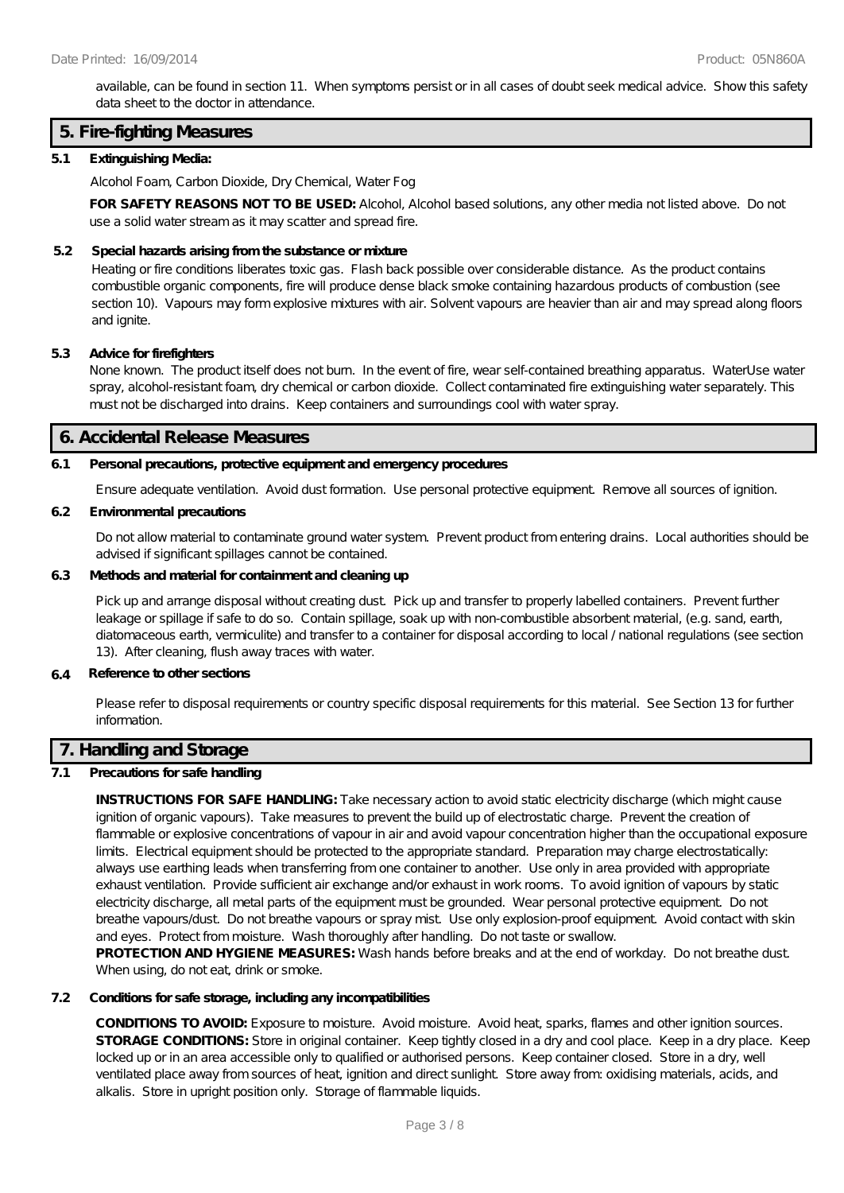available, can be found in section 11. When symptoms persist or in all cases of doubt seek medical advice. Show this safety data sheet to the doctor in attendance.

## 5. Fire-fighting Measures

**5.1 Extinguishing Media:**

Alcohol Foam, Carbon Dioxide, Dry Chemical, Water Fog

**FOR SAFETY REASONS NOT TO BE USED:** Alcohol, Alcohol based solutions, any other media not listed above. Do not use a solid water stream as it may scatter and spread fire.

**5.2 Special hazards arising from the substance or mixture**

Heating or fire conditions liberates toxic gas. Flash back possible over considerable distance. As the product contains combustible organic components, fire will produce dense black smoke containing hazardous products of combustion (see section 10). Vapours may form explosive mixtures with air. Solvent vapours are heavier than air and may spread along floors and ignite.

**5.3 Advice for firefighters**

None known. The product itself does not burn. In the event of fire, wear self-contained breathing apparatus. WaterUse water spray, alcohol-resistant foam, dry chemical or carbon dioxide. Collect contaminated fire extinguishing water separately. This must not be discharged into drains. Keep containers and surroundings cool with water spray.

## 6. Accidental Release Measures

**6.1 Personal precautions, protective equipment and emergency procedures**

Ensure adequate ventilation. Avoid dust formation. Use personal protective equipment. Remove all sources of ignition.

**6.2 Environmental precautions**

Do not allow material to contaminate ground water system. Prevent product from entering drains. Local authorities should be advised if significant spillages cannot be contained.

**6.3 Methods and material for containment and cleaning up**

Pick up and arrange disposal without creating dust. Pick up and transfer to properly labelled containers. Prevent further leakage or spillage if safe to do so. Contain spillage, soak up with non-combustible absorbent material, (e.g. sand, earth, diatomaceous earth, vermiculite) and transfer to a container for disposal according to local / national regulations (see section 13). After cleaning, flush away traces with water.

**6.4 Reference to other sections**

Please refer to disposal requirements or country specific disposal requirements for this material. See Section 13 for further information.

## 7. Handling and Storage

**7.1 Precautions for safe handling**

**INSTRUCTIONS FOR SAFE HANDLING:** Take necessary action to avoid static electricity discharge (which might cause ignition of organic vapours). Take measures to prevent the build up of electrostatic charge. Prevent the creation of flammable or explosive concentrations of vapour in air and avoid vapour concentration higher than the occupational exposure limits. Electrical equipment should be protected to the appropriate standard. Preparation may charge electrostatically: always use earthing leads when transferring from one container to another. Use only in area provided with appropriate exhaust ventilation. Provide sufficient air exchange and/or exhaust in work rooms. To avoid ignition of vapours by static electricity discharge, all metal parts of the equipment must be grounded. Wear personal protective equipment. Do not breathe vapours/dust. Do not breathe vapours or spray mist. Use only explosion-proof equipment. Avoid contact with skin and eyes. Protect from moisture. Wash thoroughly after handling. Do not taste or swallow.
**PROTECTION AND HYGIENE MEASURES:** Wash hands before breaks and at the end of workday. Do not breathe the dust. When using, do not eat, drink or smoke.

**7.2 Conditions for safe storage, including any incompatibilities**

**CONDITIONS TO AVOID:** Exposure to moisture. Avoid moisture. Avoid heat, sparks, flames and other ignition sources.
**STORAGE CONDITIONS:** Store in original container. Keep tightly closed in a dry and cool place. Keep in a dry place. Keep locked up or in an area accessible only to qualified or authorised persons. Keep container closed. Store in a dry, well ventilated place away from sources of heat, ignition and direct sunlight. Store away from: oxidising materials, acids, and alkalis. Store in upright position only. Storage of flammable liquids.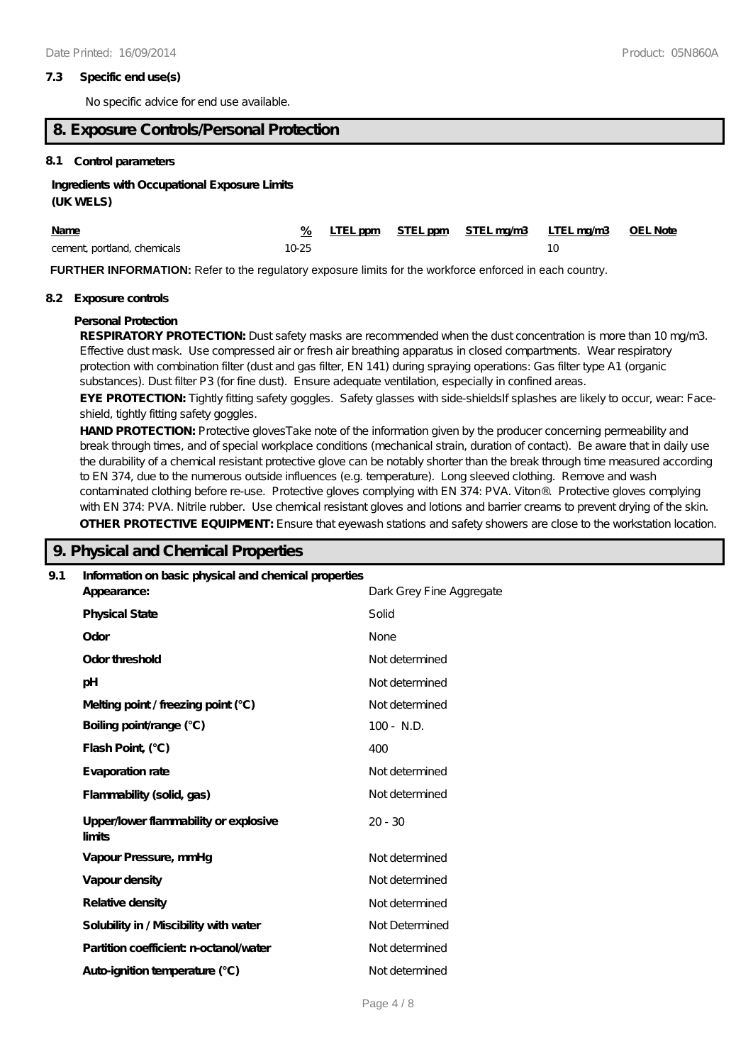**7.3 Specific end use(s)**

No specific advice for end use available.

## 8. Exposure Controls/Personal Protection

**8.1 Control parameters**

**Ingredients with Occupational Exposure Limits (UK WELS)**

| Name | % | LTEL ppm | STEL ppm | STEL mg/m3 | LTEL mg/m3 | OEL Note |
|---|---|---|---|---|---|---|
| cement, portland, chemicals | 10-25 | | | | 10 | |

**FURTHER INFORMATION:** Refer to the regulatory exposure limits for the workforce enforced in each country.

**8.2 Exposure controls**

**Personal Protection**

**RESPIRATORY PROTECTION:** Dust safety masks are recommended when the dust concentration is more than 10 mg/m3. Effective dust mask. Use compressed air or fresh air breathing apparatus in closed compartments. Wear respiratory protection with combination filter (dust and gas filter, EN 141) during spraying operations: Gas filter type A1 (organic substances). Dust filter P3 (for fine dust). Ensure adequate ventilation, especially in confined areas.

**EYE PROTECTION:** Tightly fitting safety goggles. Safety glasses with side-shieldsIf splashes are likely to occur, wear: Face-shield, tightly fitting safety goggles.

**HAND PROTECTION:** Protective glovesTake note of the information given by the producer concerning permeability and break through times, and of special workplace conditions (mechanical strain, duration of contact). Be aware that in daily use the durability of a chemical resistant protective glove can be notably shorter than the break through time measured according to EN 374, due to the numerous outside influences (e.g. temperature). Long sleeved clothing. Remove and wash contaminated clothing before re-use. Protective gloves complying with EN 374: PVA. Viton®. Protective gloves complying with EN 374: PVA. Nitrile rubber. Use chemical resistant gloves and lotions and barrier creams to prevent drying of the skin.

**OTHER PROTECTIVE EQUIPMENT:** Ensure that eyewash stations and safety showers are close to the workstation location.

## 9. Physical and Chemical Properties

**9.1 Information on basic physical and chemical properties**

| | |
|---|---|
| **Appearance:** | Dark Grey Fine Aggregate |
| **Physical State** | Solid |
| **Odor** | None |
| **Odor threshold** | Not determined |
| **pH** | Not determined |
| **Melting point / freezing point (°C)** | Not determined |
| **Boiling point/range (°C)** | 100 - N.D. |
| **Flash Point, (°C)** | 400 |
| **Evaporation rate** | Not determined |
| **Flammability (solid, gas)** | Not determined |
| **Upper/lower flammability or explosive limits** | 20 - 30 |
| **Vapour Pressure, mmHg** | Not determined |
| **Vapour density** | Not determined |
| **Relative density** | Not determined |
| **Solubility in / Miscibility with water** | Not Determined |
| **Partition coefficient: n-octanol/water** | Not determined |
| **Auto-ignition temperature (°C)** | Not determined |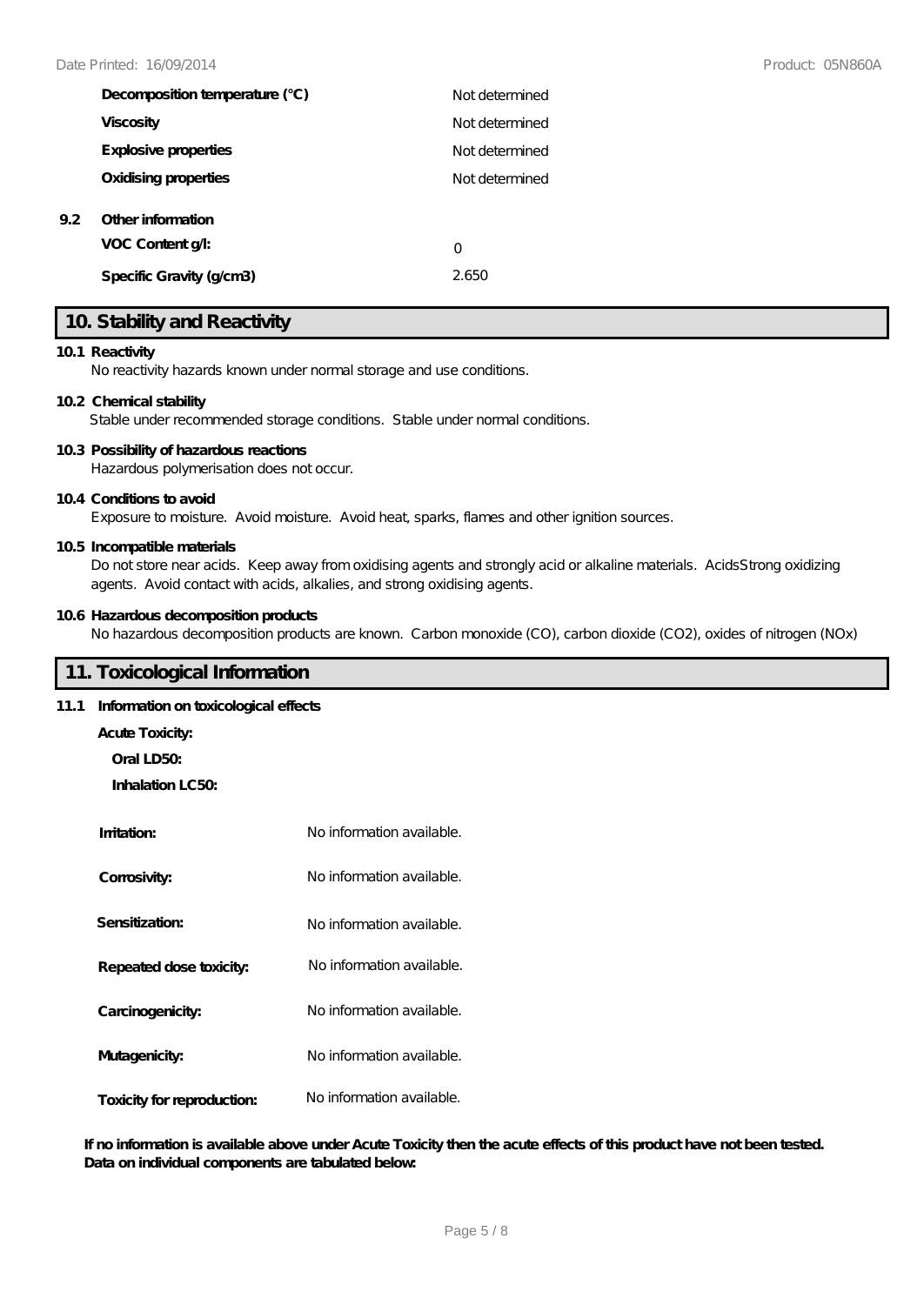| | |
|---|---|
| **Decomposition temperature (°C)** | Not determined |
| **Viscosity** | Not determined |
| **Explosive properties** | Not determined |
| **Oxidising properties** | Not determined |

**9.2 Other information**

| | |
|---|---|
| **VOC Content g/l:** | 0 |
| **Specific Gravity (g/cm3)** | 2.650 |

## 10. Stability and Reactivity

**10.1 Reactivity**

No reactivity hazards known under normal storage and use conditions.

**10.2 Chemical stability**

Stable under recommended storage conditions. Stable under normal conditions.

**10.3 Possibility of hazardous reactions**

Hazardous polymerisation does not occur.

**10.4 Conditions to avoid**

Exposure to moisture. Avoid moisture. Avoid heat, sparks, flames and other ignition sources.

**10.5 Incompatible materials**

Do not store near acids. Keep away from oxidising agents and strongly acid or alkaline materials. AcidsStrong oxidizing agents. Avoid contact with acids, alkalies, and strong oxidising agents.

**10.6 Hazardous decomposition products**

No hazardous decomposition products are known. Carbon monoxide (CO), carbon dioxide ($CO_2$), oxides of nitrogen ($NO_x$)

## 11. Toxicological Information

**11.1 Information on toxicological effects**

**Acute Toxicity:**

**Oral LD50:**

**Inhalation LC50:**

| | |
|---|---|
| **Irritation:** | No information available. |
| **Corrosivity:** | No information available. |
| **Sensitization:** | No information available. |
| **Repeated dose toxicity:** | No information available. |
| **Carcinogenicity:** | No information available. |
| **Mutagenicity:** | No information available. |
| **Toxicity for reproduction:** | No information available. |

**If no information is available above under Acute Toxicity then the acute effects of this product have not been tested. Data on individual components are tabulated below:**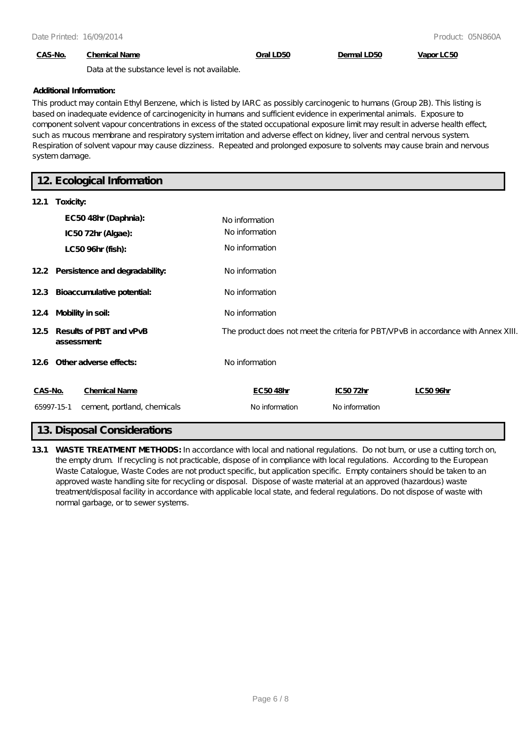| CAS-No. | Chemical Name | Oral LD50 | Dermal LD50 | Vapor LC50 |
|---|---|---|---|---|
| | Data at the substance level is not available. | | | |

**Additional Information:**

This product may contain Ethyl Benzene, which is listed by IARC as possibly carcinogenic to humans (Group 2B). This listing is based on inadequate evidence of carcinogenicity in humans and sufficient evidence in experimental animals. Exposure to component solvent vapour concentrations in excess of the stated occupational exposure limit may result in adverse health effect, such as mucous membrane and respiratory system irritation and adverse effect on kidney, liver and central nervous system. Respiration of solvent vapour may cause dizziness. Repeated and prolonged exposure to solvents may cause brain and nervous system damage.

## 12. Ecological Information

**12.1 Toxicity:**

| | |
|---|---|
| **EC50 48hr (Daphnia):** | No information |
| **IC50 72hr (Algae):** | No information |
| **LC50 96hr (fish):** | No information |

**12.2 Persistence and degradability:** No information

**12.3 Bioaccumulative potential:** No information

**12.4 Mobility in soil:** No information

**12.5 Results of PBT and vPvB assessment:** The product does not meet the criteria for PBT/VPvB in accordance with Annex XIII.

**12.6 Other adverse effects:** No information

| CAS-No. | Chemical Name | EC50 48hr | IC50 72hr | LC50 96hr |
|---|---|---|---|---|
| 65997-15-1 | cement, portland, chemicals | No information | No information | |

## 13. Disposal Considerations

**13.1 WASTE TREATMENT METHODS:** In accordance with local and national regulations. Do not burn, or use a cutting torch on, the empty drum. If recycling is not practicable, dispose of in compliance with local regulations. According to the European Waste Catalogue, Waste Codes are not product specific, but application specific. Empty containers should be taken to an approved waste handling site for recycling or disposal. Dispose of waste material at an approved (hazardous) waste treatment/disposal facility in accordance with applicable local state, and federal regulations. Do not dispose of waste with normal garbage, or to sewer systems.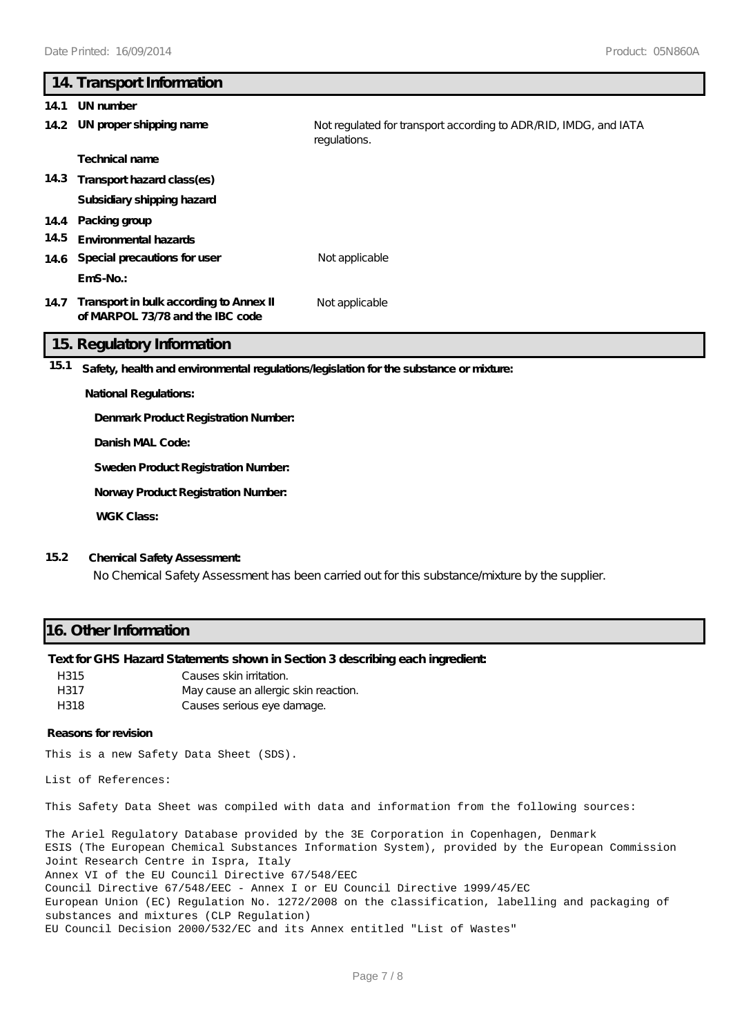## 14. Transport Information

**14.1 UN number**

**14.2 UN proper shipping name** — Not regulated for transport according to ADR/RID, IMDG, and IATA regulations.

**Technical name**

**14.3 Transport hazard class(es)**

**Subsidiary shipping hazard**

**14.4 Packing group**

**14.5 Environmental hazards**

**14.6 Special precautions for user** — Not applicable

**EmS-No.:**

**14.7 Transport in bulk according to Annex II of MARPOL 73/78 and the IBC code** — Not applicable

## 15. Regulatory Information

**15.1 Safety, health and environmental regulations/legislation for the substance or mixture:**

**National Regulations:**

**Denmark Product Registration Number:**

**Danish MAL Code:**

**Sweden Product Registration Number:**

**Norway Product Registration Number:**

**WGK Class:**

**15.2 Chemical Safety Assessment:**

No Chemical Safety Assessment has been carried out for this substance/mixture by the supplier.

## 16. Other Information

**Text for GHS Hazard Statements shown in Section 3 describing each ingredient:**

| | |
|---|---|
| H315 | Causes skin irritation. |
| H317 | May cause an allergic skin reaction. |
| H318 | Causes serious eye damage. |

**Reasons for revision**

This is a new Safety Data Sheet (SDS).

List of References:

This Safety Data Sheet was compiled with data and information from the following sources:

The Ariel Regulatory Database provided by the 3E Corporation in Copenhagen, Denmark
ESIS (The European Chemical Substances Information System), provided by the European Commission Joint Research Centre in Ispra, Italy
Annex VI of the EU Council Directive 67/548/EEC
Council Directive 67/548/EEC - Annex I or EU Council Directive 1999/45/EC
European Union (EC) Regulation No. 1272/2008 on the classification, labelling and packaging of substances and mixtures (CLP Regulation)
EU Council Decision 2000/532/EC and its Annex entitled "List of Wastes"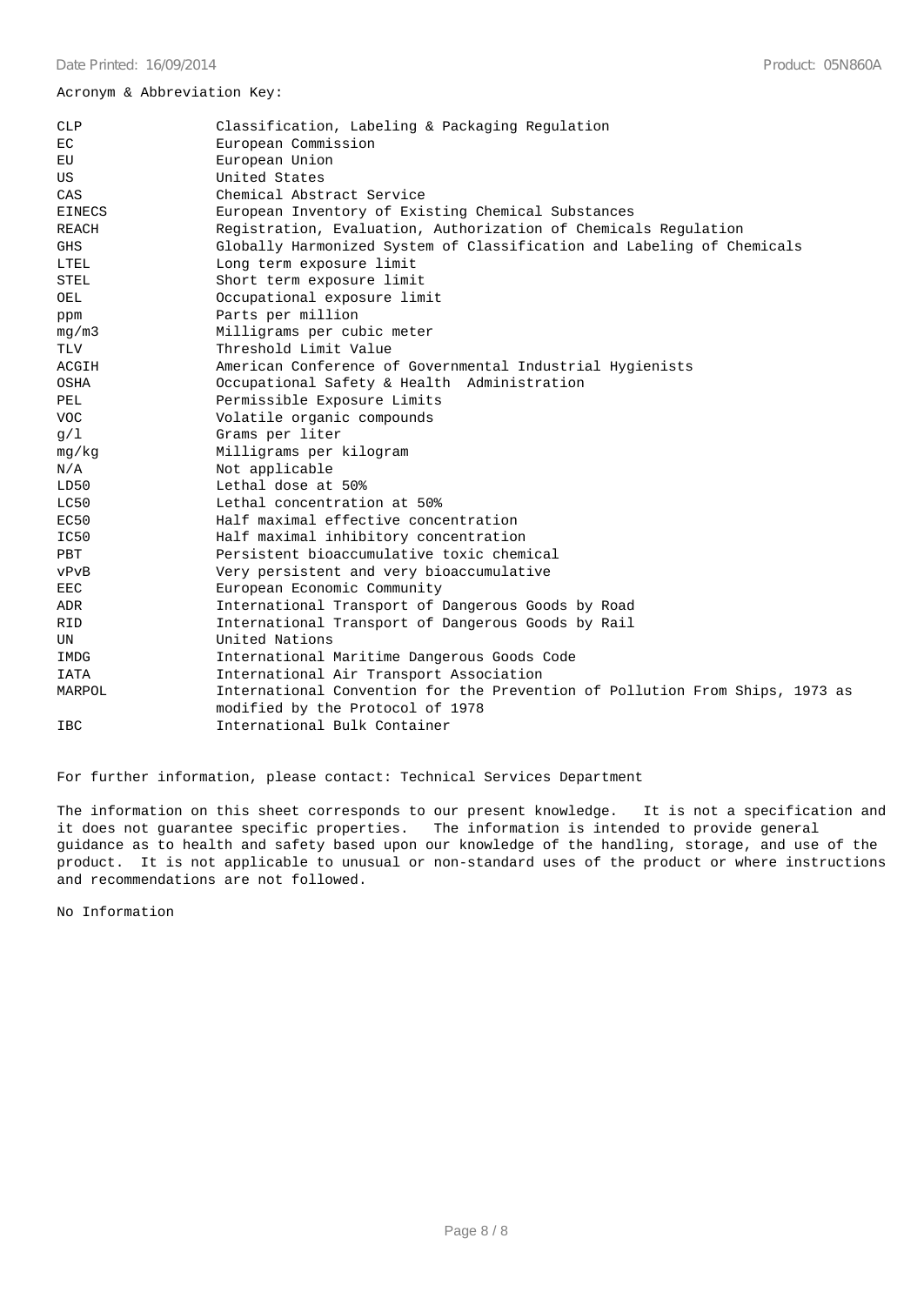Acronym & Abbreviation Key:

| | |
|---|---|
| CLP | Classification, Labeling & Packaging Regulation |
| EC | European Commission |
| EU | European Union |
| US | United States |
| CAS | Chemical Abstract Service |
| EINECS | European Inventory of Existing Chemical Substances |
| REACH | Registration, Evaluation, Authorization of Chemicals Regulation |
| GHS | Globally Harmonized System of Classification and Labeling of Chemicals |
| LTEL | Long term exposure limit |
| STEL | Short term exposure limit |
| OEL | Occupational exposure limit |
| ppm | Parts per million |
| mg/m3 | Milligrams per cubic meter |
| TLV | Threshold Limit Value |
| ACGIH | American Conference of Governmental Industrial Hygienists |
| OSHA | Occupational Safety & Health Administration |
| PEL | Permissible Exposure Limits |
| VOC | Volatile organic compounds |
| g/l | Grams per liter |
| mg/kg | Milligrams per kilogram |
| N/A | Not applicable |
| LD50 | Lethal dose at 50% |
| LC50 | Lethal concentration at 50% |
| EC50 | Half maximal effective concentration |
| IC50 | Half maximal inhibitory concentration |
| PBT | Persistent bioaccumulative toxic chemical |
| vPvB | Very persistent and very bioaccumulative |
| EEC | European Economic Community |
| ADR | International Transport of Dangerous Goods by Road |
| RID | International Transport of Dangerous Goods by Rail |
| UN | United Nations |
| IMDG | International Maritime Dangerous Goods Code |
| IATA | International Air Transport Association |
| MARPOL | International Convention for the Prevention of Pollution From Ships, 1973 as modified by the Protocol of 1978 |
| IBC | International Bulk Container |

For further information, please contact: Technical Services Department

The information on this sheet corresponds to our present knowledge. It is not a specification and it does not guarantee specific properties. The information is intended to provide general guidance as to health and safety based upon our knowledge of the handling, storage, and use of the product. It is not applicable to unusual or non-standard uses of the product or where instructions and recommendations are not followed.

No Information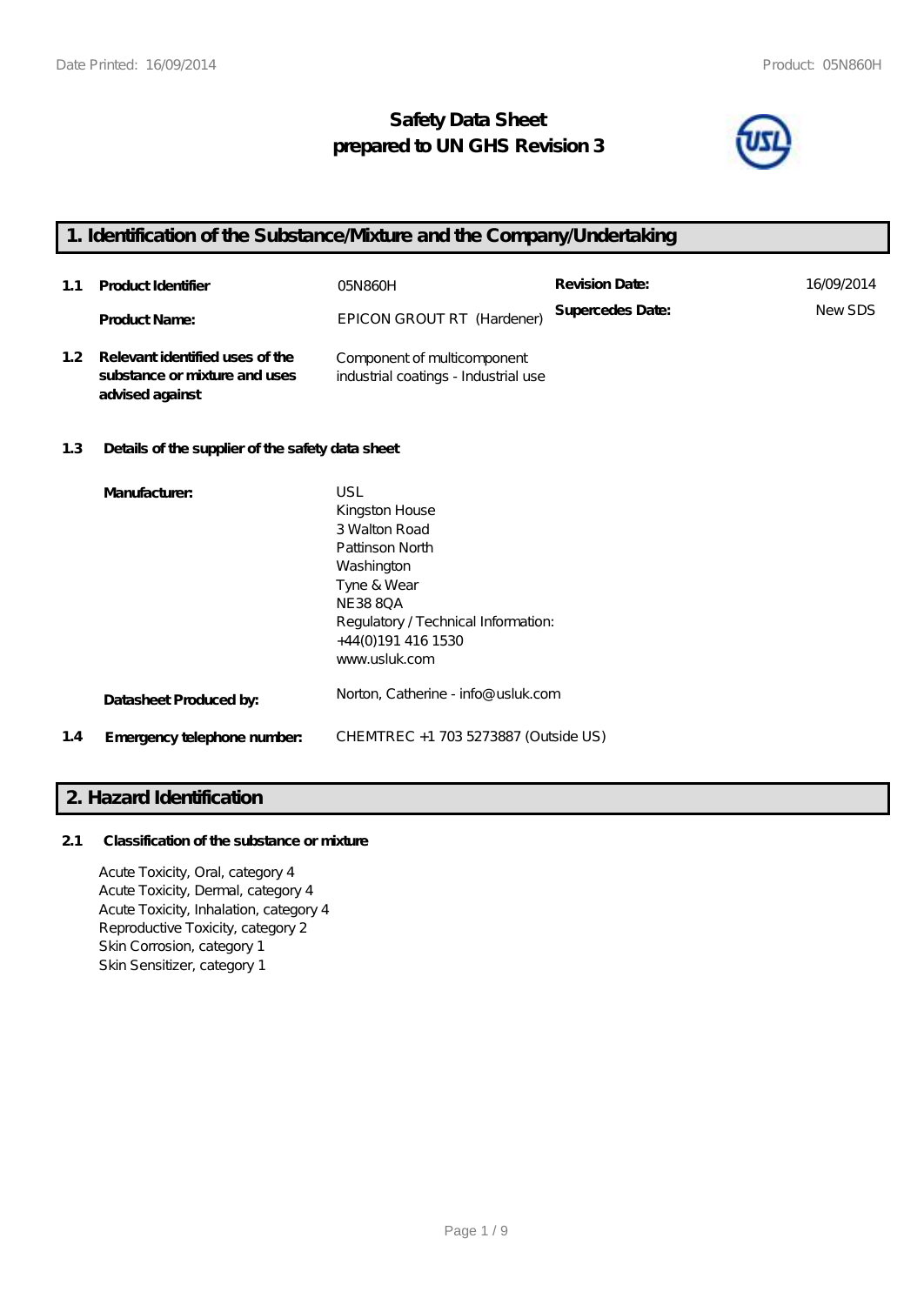# Safety Data Sheet
# prepared to UN GHS Revision 3

## 1. Identification of the Substance/Mixture and the Company/Undertaking

| | | | | |
|---|---|---|---|---|
| **1.1** | **Product Identifier** | 05N860H | **Revision Date:** | 16/09/2014 |
| | **Product Name:** | EPICON GROUT RT (Hardener) | **Supercedes Date:** | New SDS |
| **1.2** | **Relevant identified uses of the substance or mixture and uses advised against** | Component of multicomponent industrial coatings - Industrial use | | |

**1.3 Details of the supplier of the safety data sheet**

**Manufacturer:**
USL
Kingston House
3 Walton Road
Pattinson North
Washington
Tyne & Wear
NE38 8QA
Regulatory / Technical Information:
+44(0)191 416 1530
www.usluk.com

**Datasheet Produced by:** Norton, Catherine - info@usluk.com

**1.4 Emergency telephone number:** CHEMTREC +1 703 5273887 (Outside US)

## 2. Hazard Identification

**2.1 Classification of the substance or mixture**

Acute Toxicity, Oral, category 4
Acute Toxicity, Dermal, category 4
Acute Toxicity, Inhalation, category 4
Reproductive Toxicity, category 2
Skin Corrosion, category 1
Skin Sensitizer, category 1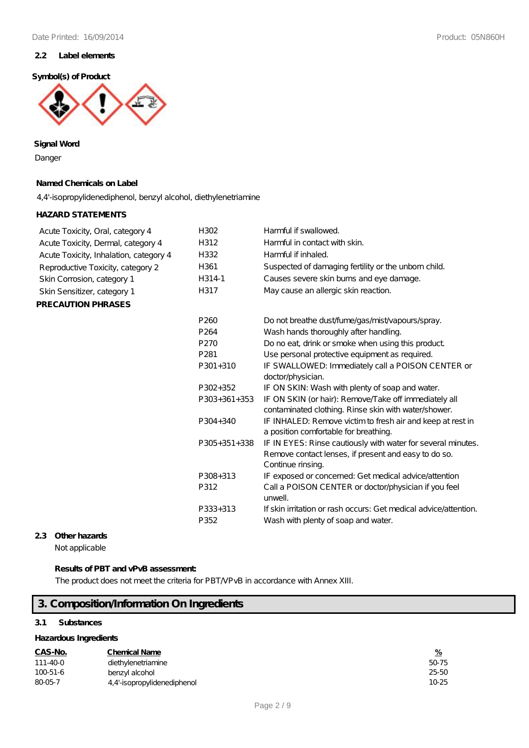### 2.2 Label elements

**Symbol(s) of Product**

**Signal Word**

Danger

**Named Chemicals on Label**

4,4'-isopropylidenediphenol, benzyl alcohol, diethylenetriamine

**HAZARD STATEMENTS**

| | | |
|---|---|---|
| Acute Toxicity, Oral, category 4 | H302 | Harmful if swallowed. |
| Acute Toxicity, Dermal, category 4 | H312 | Harmful in contact with skin. |
| Acute Toxicity, Inhalation, category 4 | H332 | Harmful if inhaled. |
| Reproductive Toxicity, category 2 | H361 | Suspected of damaging fertility or the unborn child. |
| Skin Corrosion, category 1 | H314-1 | Causes severe skin burns and eye damage. |
| Skin Sensitizer, category 1 | H317 | May cause an allergic skin reaction. |

**PRECAUTION PHRASES**

| | |
|---|---|
| P260 | Do not breathe dust/fume/gas/mist/vapours/spray. |
| P264 | Wash hands thoroughly after handling. |
| P270 | Do no eat, drink or smoke when using this product. |
| P281 | Use personal protective equipment as required. |
| P301+310 | IF SWALLOWED: Immediately call a POISON CENTER or doctor/physician. |
| P302+352 | IF ON SKIN: Wash with plenty of soap and water. |
| P303+361+353 | IF ON SKIN (or hair): Remove/Take off immediately all contaminated clothing. Rinse skin with water/shower. |
| P304+340 | IF INHALED: Remove victim to fresh air and keep at rest in a position comfortable for breathing. |
| P305+351+338 | IF IN EYES: Rinse cautiously with water for several minutes. Remove contact lenses, if present and easy to do so. Continue rinsing. |
| P308+313 | IF exposed or concerned: Get medical advice/attention |
| P312 | Call a POISON CENTER or doctor/physician if you feel unwell. |
| P333+313 | If skin irritation or rash occurs: Get medical advice/attention. |
| P352 | Wash with plenty of soap and water. |

### 2.3 Other hazards

Not applicable

**Results of PBT and vPvB assessment:**

The product does not meet the criteria for PBT/VPvB in accordance with Annex XIII.

## 3. Composition/Information On Ingredients

### 3.1 Substances

**Hazardous Ingredients**

| CAS-No. | Chemical Name | % |
|---|---|---|
| 111-40-0 | diethylenetriamine | 50-75 |
| 100-51-6 | benzyl alcohol | 25-50 |
| 80-05-7 | 4,4'-isopropylidenediphenol | 10-25 |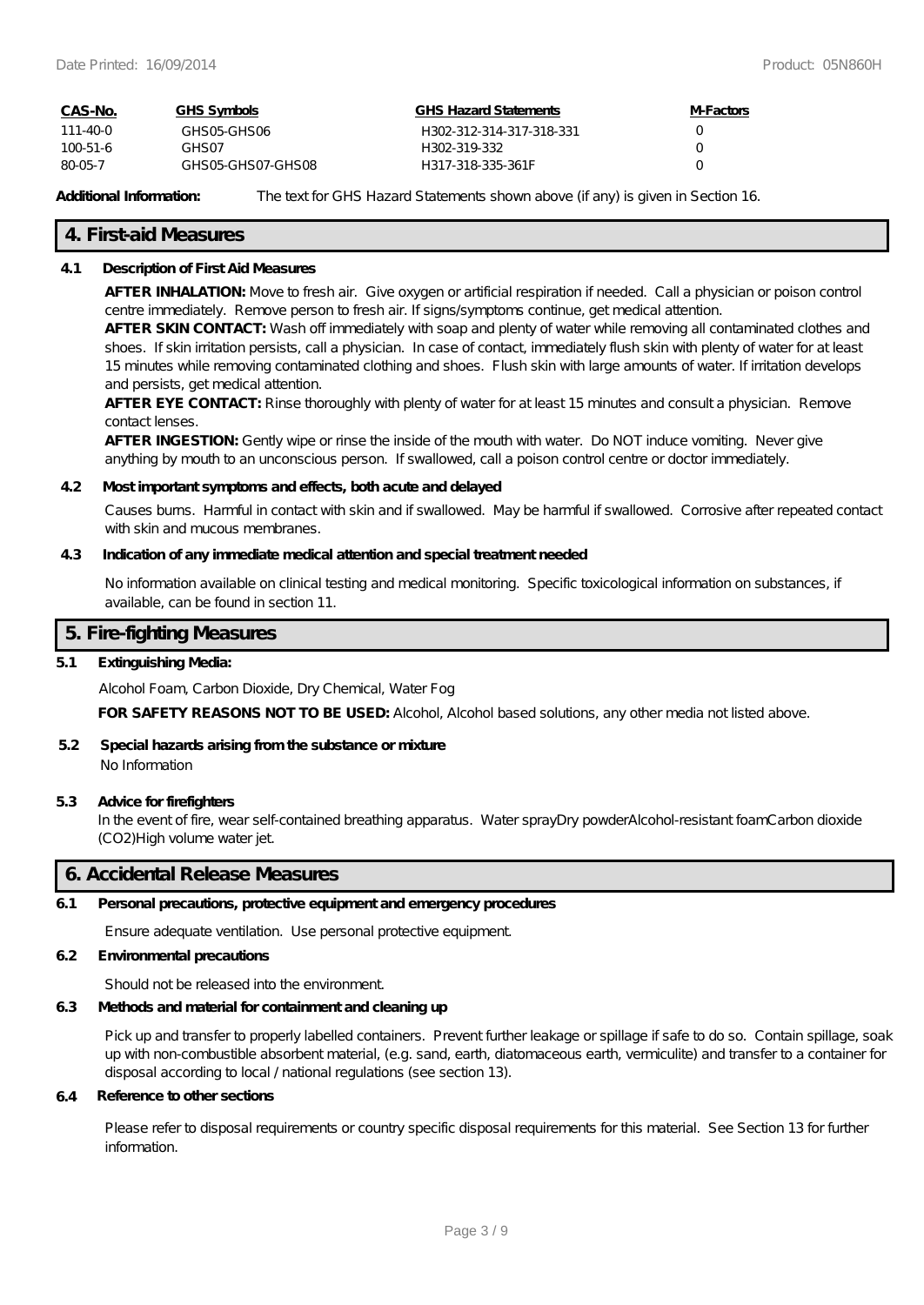| CAS-No. | GHS Symbols | GHS Hazard Statements | M-Factors |
|---|---|---|---|
| 111-40-0 | GHS05-GHS06 | H302-312-314-317-318-331 | 0 |
| 100-51-6 | GHS07 | H302-319-332 | 0 |
| 80-05-7 | GHS05-GHS07-GHS08 | H317-318-335-361F | 0 |

**Additional Information:** The text for GHS Hazard Statements shown above (if any) is given in Section 16.

## 4. First-aid Measures

### 4.1 Description of First Aid Measures

**AFTER INHALATION:** Move to fresh air. Give oxygen or artificial respiration if needed. Call a physician or poison control centre immediately. Remove person to fresh air. If signs/symptoms continue, get medical attention.

**AFTER SKIN CONTACT:** Wash off immediately with soap and plenty of water while removing all contaminated clothes and shoes. If skin irritation persists, call a physician. In case of contact, immediately flush skin with plenty of water for at least 15 minutes while removing contaminated clothing and shoes. Flush skin with large amounts of water. If irritation develops and persists, get medical attention.

**AFTER EYE CONTACT:** Rinse thoroughly with plenty of water for at least 15 minutes and consult a physician. Remove contact lenses.

**AFTER INGESTION:** Gently wipe or rinse the inside of the mouth with water. Do NOT induce vomiting. Never give anything by mouth to an unconscious person. If swallowed, call a poison control centre or doctor immediately.

### 4.2 Most important symptoms and effects, both acute and delayed

Causes burns. Harmful in contact with skin and if swallowed. May be harmful if swallowed. Corrosive after repeated contact with skin and mucous membranes.

### 4.3 Indication of any immediate medical attention and special treatment needed

No information available on clinical testing and medical monitoring. Specific toxicological information on substances, if available, can be found in section 11.

## 5. Fire-fighting Measures

### 5.1 Extinguishing Media:

Alcohol Foam, Carbon Dioxide, Dry Chemical, Water Fog

**FOR SAFETY REASONS NOT TO BE USED:** Alcohol, Alcohol based solutions, any other media not listed above.

### 5.2 Special hazards arising from the substance or mixture

No Information

### 5.3 Advice for firefighters

In the event of fire, wear self-contained breathing apparatus. Water sprayDry powderAlcohol-resistant foamCarbon dioxide (CO2)High volume water jet.

## 6. Accidental Release Measures

### 6.1 Personal precautions, protective equipment and emergency procedures

Ensure adequate ventilation. Use personal protective equipment.

### 6.2 Environmental precautions

Should not be released into the environment.

### 6.3 Methods and material for containment and cleaning up

Pick up and transfer to properly labelled containers. Prevent further leakage or spillage if safe to do so. Contain spillage, soak up with non-combustible absorbent material, (e.g. sand, earth, diatomaceous earth, vermiculite) and transfer to a container for disposal according to local / national regulations (see section 13).

### 6.4 Reference to other sections

Please refer to disposal requirements or country specific disposal requirements for this material. See Section 13 for further information.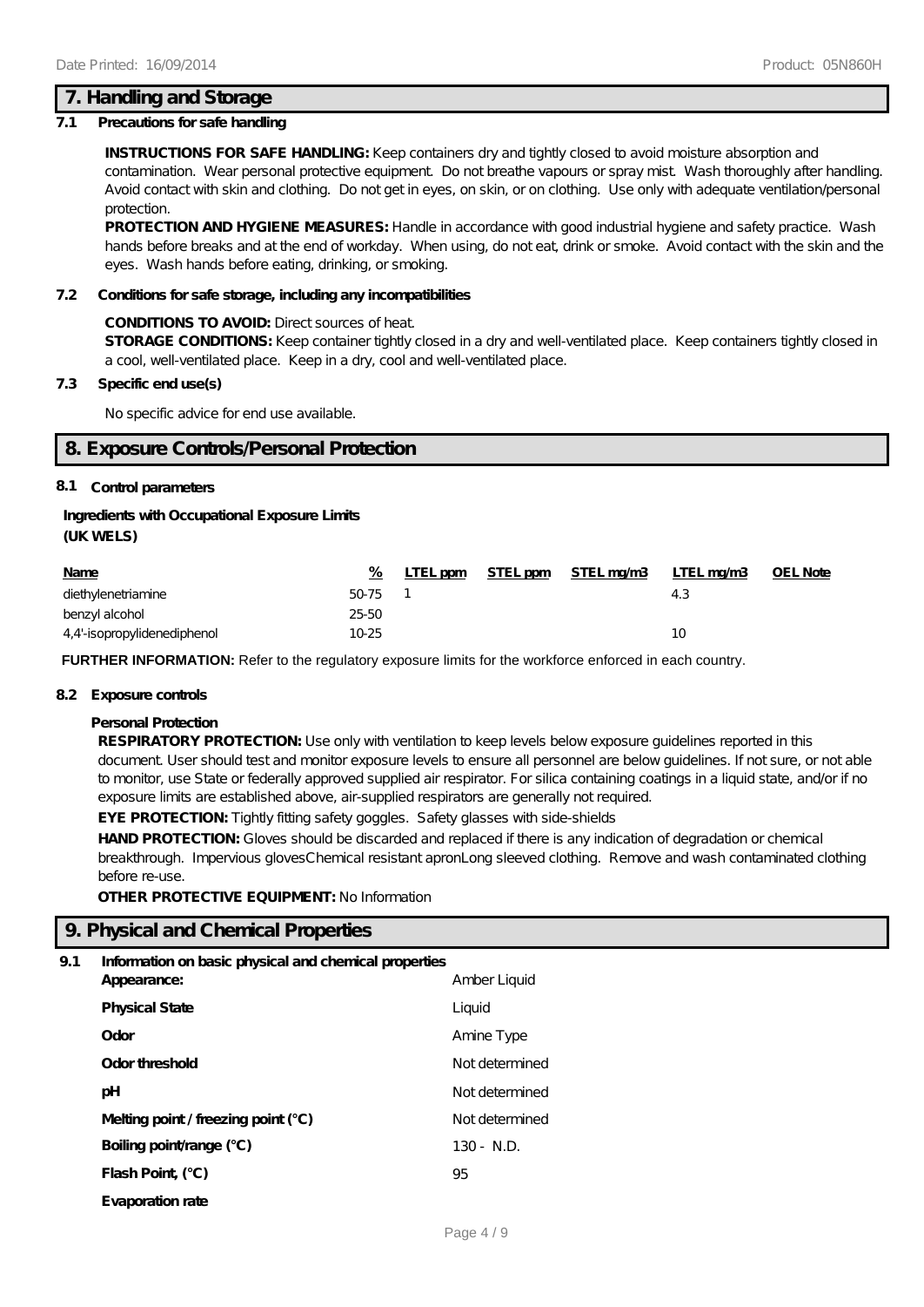## 7. Handling and Storage

**7.1 Precautions for safe handling**

**INSTRUCTIONS FOR SAFE HANDLING:** Keep containers dry and tightly closed to avoid moisture absorption and contamination. Wear personal protective equipment. Do not breathe vapours or spray mist. Wash thoroughly after handling. Avoid contact with skin and clothing. Do not get in eyes, on skin, or on clothing. Use only with adequate ventilation/personal protection.

**PROTECTION AND HYGIENE MEASURES:** Handle in accordance with good industrial hygiene and safety practice. Wash hands before breaks and at the end of workday. When using, do not eat, drink or smoke. Avoid contact with the skin and the eyes. Wash hands before eating, drinking, or smoking.

**7.2 Conditions for safe storage, including any incompatibilities**

**CONDITIONS TO AVOID:** Direct sources of heat.

**STORAGE CONDITIONS:** Keep container tightly closed in a dry and well-ventilated place. Keep containers tightly closed in a cool, well-ventilated place. Keep in a dry, cool and well-ventilated place.

**7.3 Specific end use(s)**

No specific advice for end use available.

## 8. Exposure Controls/Personal Protection

**8.1 Control parameters**

**Ingredients with Occupational Exposure Limits (UK WELS)**

| Name | % | LTEL ppm | STEL ppm | STEL mg/m3 | LTEL mg/m3 | OEL Note |
|---|---|---|---|---|---|---|
| diethylenetriamine | 50-75 | 1 | | | 4.3 | |
| benzyl alcohol | 25-50 | | | | | |
| 4,4'-isopropylidenediphenol | 10-25 | | | | 10 | |

**FURTHER INFORMATION:** Refer to the regulatory exposure limits for the workforce enforced in each country.

**8.2 Exposure controls**

**Personal Protection**

**RESPIRATORY PROTECTION:** Use only with ventilation to keep levels below exposure guidelines reported in this document. User should test and monitor exposure levels to ensure all personnel are below guidelines. If not sure, or not able to monitor, use State or federally approved supplied air respirator. For silica containing coatings in a liquid state, and/or if no exposure limits are established above, air-supplied respirators are generally not required.

**EYE PROTECTION:** Tightly fitting safety goggles. Safety glasses with side-shields

**HAND PROTECTION:** Gloves should be discarded and replaced if there is any indication of degradation or chemical breakthrough. Impervious glovesChemical resistant apronLong sleeved clothing. Remove and wash contaminated clothing before re-use.

**OTHER PROTECTIVE EQUIPMENT:** No Information

## 9. Physical and Chemical Properties

**9.1 Information on basic physical and chemical properties**

| | |
|---|---|
| **Appearance:** | Amber Liquid |
| **Physical State** | Liquid |
| **Odor** | Amine Type |
| **Odor threshold** | Not determined |
| **pH** | Not determined |
| **Melting point / freezing point (°C)** | Not determined |
| **Boiling point/range (°C)** | 130 - N.D. |
| **Flash Point, (°C)** | 95 |
| **Evaporation rate** | |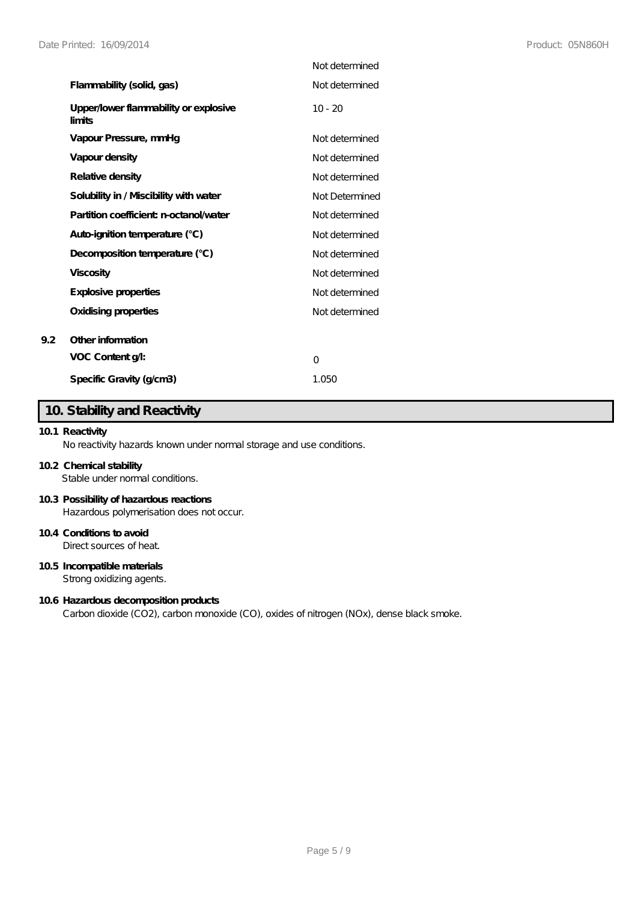| | |
|---|---|
| | Not determined |
| **Flammability (solid, gas)** | Not determined |
| **Upper/lower flammability or explosive limits** | 10 - 20 |
| **Vapour Pressure, mmHg** | Not determined |
| **Vapour density** | Not determined |
| **Relative density** | Not determined |
| **Solubility in / Miscibility with water** | Not Determined |
| **Partition coefficient: n-octanol/water** | Not determined |
| **Auto-ignition temperature (°C)** | Not determined |
| **Decomposition temperature (°C)** | Not determined |
| **Viscosity** | Not determined |
| **Explosive properties** | Not determined |
| **Oxidising properties** | Not determined |

**9.2 Other information**

| | |
|---|---|
| **VOC Content g/l:** | 0 |
| **Specific Gravity (g/cm3)** | 1.050 |

## 10. Stability and Reactivity

**10.1 Reactivity**
No reactivity hazards known under normal storage and use conditions.

**10.2 Chemical stability**
Stable under normal conditions.

**10.3 Possibility of hazardous reactions**
Hazardous polymerisation does not occur.

**10.4 Conditions to avoid**
Direct sources of heat.

**10.5 Incompatible materials**
Strong oxidizing agents.

**10.6 Hazardous decomposition products**
Carbon dioxide ($CO_2$), carbon monoxide (CO), oxides of nitrogen ($NO_x$), dense black smoke.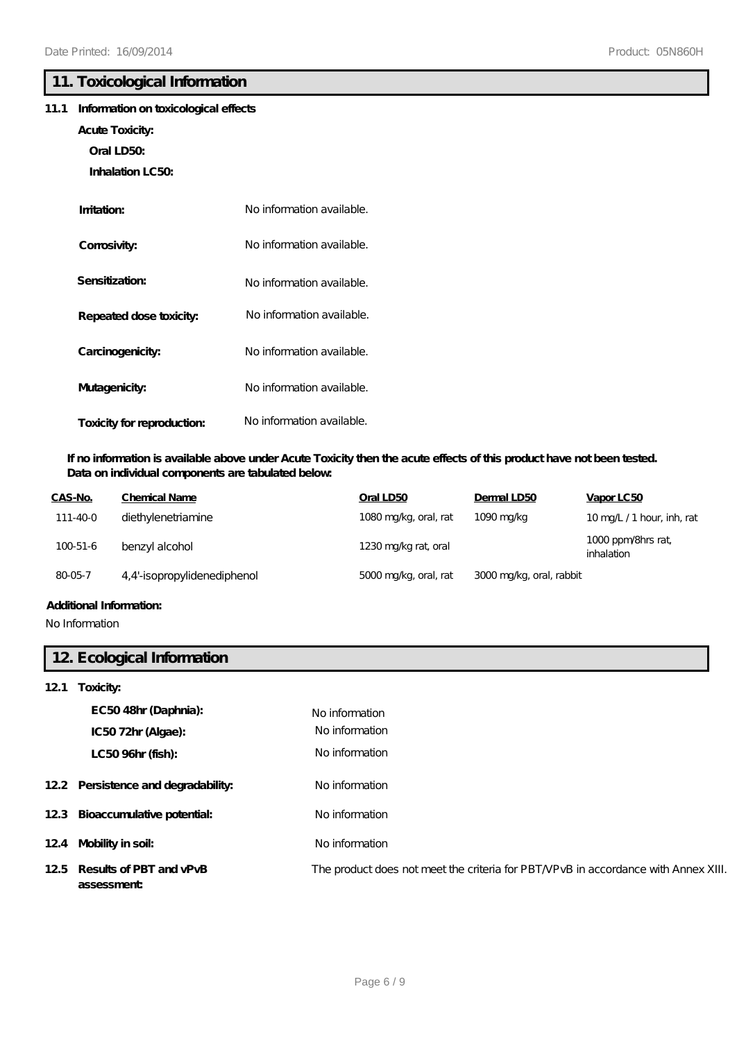## 11. Toxicological Information

**11.1 Information on toxicological effects**

**Acute Toxicity:**

**Oral LD50:**

**Inhalation LC50:**

**Irritation:** No information available.

**Corrosivity:** No information available.

**Sensitization:** No information available.

**Repeated dose toxicity:** No information available.

**Carcinogenicity:** No information available.

**Mutagenicity:** No information available.

**Toxicity for reproduction:** No information available.

**If no information is available above under Acute Toxicity then the acute effects of this product have not been tested. Data on individual components are tabulated below:**

| CAS-No. | Chemical Name | Oral LD50 | Dermal LD50 | Vapor LC50 |
|---|---|---|---|---|
| 111-40-0 | diethylenetriamine | 1080 mg/kg, oral, rat | 1090 mg/kg | 10 mg/L / 1 hour, inh, rat |
| 100-51-6 | benzyl alcohol | 1230 mg/kg rat, oral | | 1000 ppm/8hrs rat, inhalation |
| 80-05-7 | 4,4'-isopropylidenediphenol | 5000 mg/kg, oral, rat | 3000 mg/kg, oral, rabbit | |

**Additional Information:**

No Information

## 12. Ecological Information

**12.1 Toxicity:**

**EC50 48hr (Daphnia):** No information

**IC50 72hr (Algae):** No information

**LC50 96hr (fish):** No information

**12.2 Persistence and degradability:** No information

**12.3 Bioaccumulative potential:** No information

**12.4 Mobility in soil:** No information

**12.5 Results of PBT and vPvB assessment:** The product does not meet the criteria for PBT/VPvB in accordance with Annex XIII.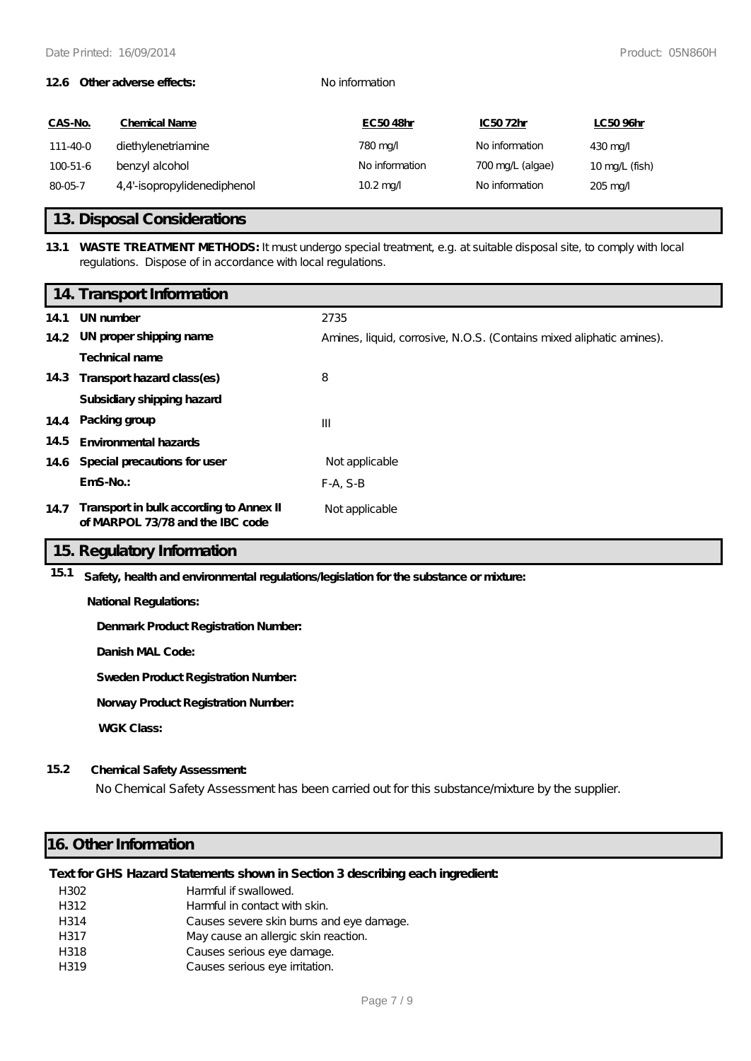**12.6 Other adverse effects:** No information

| CAS-No. | Chemical Name | EC50 48hr | IC50 72hr | LC50 96hr |
|---|---|---|---|---|
| 111-40-0 | diethylenetriamine | 780 mg/l | No information | 430 mg/l |
| 100-51-6 | benzyl alcohol | No information | 700 mg/L (algae) | 10 mg/L (fish) |
| 80-05-7 | 4,4'-isopropylidenediphenol | 10.2 mg/l | No information | 205 mg/l |

## 13. Disposal Considerations

**13.1 WASTE TREATMENT METHODS:** It must undergo special treatment, e.g. at suitable disposal site, to comply with local regulations. Dispose of in accordance with local regulations.

## 14. Transport Information

| | | |
|---|---|---|
| **14.1** | **UN number** | 2735 |
| **14.2** | **UN proper shipping name** | Amines, liquid, corrosive, N.O.S. (Contains mixed aliphatic amines). |
| | **Technical name** | |
| **14.3** | **Transport hazard class(es)** | 8 |
| | **Subsidiary shipping hazard** | |
| **14.4** | **Packing group** | III |
| **14.5** | **Environmental hazards** | |
| **14.6** | **Special precautions for user** | Not applicable |
| | **EmS-No.:** | F-A, S-B |
| **14.7** | **Transport in bulk according to Annex II of MARPOL 73/78 and the IBC code** | Not applicable |

## 15. Regulatory Information

**15.1 Safety, health and environmental regulations/legislation for the substance or mixture:**

**National Regulations:**

**Denmark Product Registration Number:**

**Danish MAL Code:**

**Sweden Product Registration Number:**

**Norway Product Registration Number:**

**WGK Class:**

**15.2 Chemical Safety Assessment:**

No Chemical Safety Assessment has been carried out for this substance/mixture by the supplier.

## 16. Other Information

**Text for GHS Hazard Statements shown in Section 3 describing each ingredient:**

| | |
|---|---|
| H302 | Harmful if swallowed. |
| H312 | Harmful in contact with skin. |
| H314 | Causes severe skin burns and eye damage. |
| H317 | May cause an allergic skin reaction. |
| H318 | Causes serious eye damage. |
| H319 | Causes serious eye irritation. |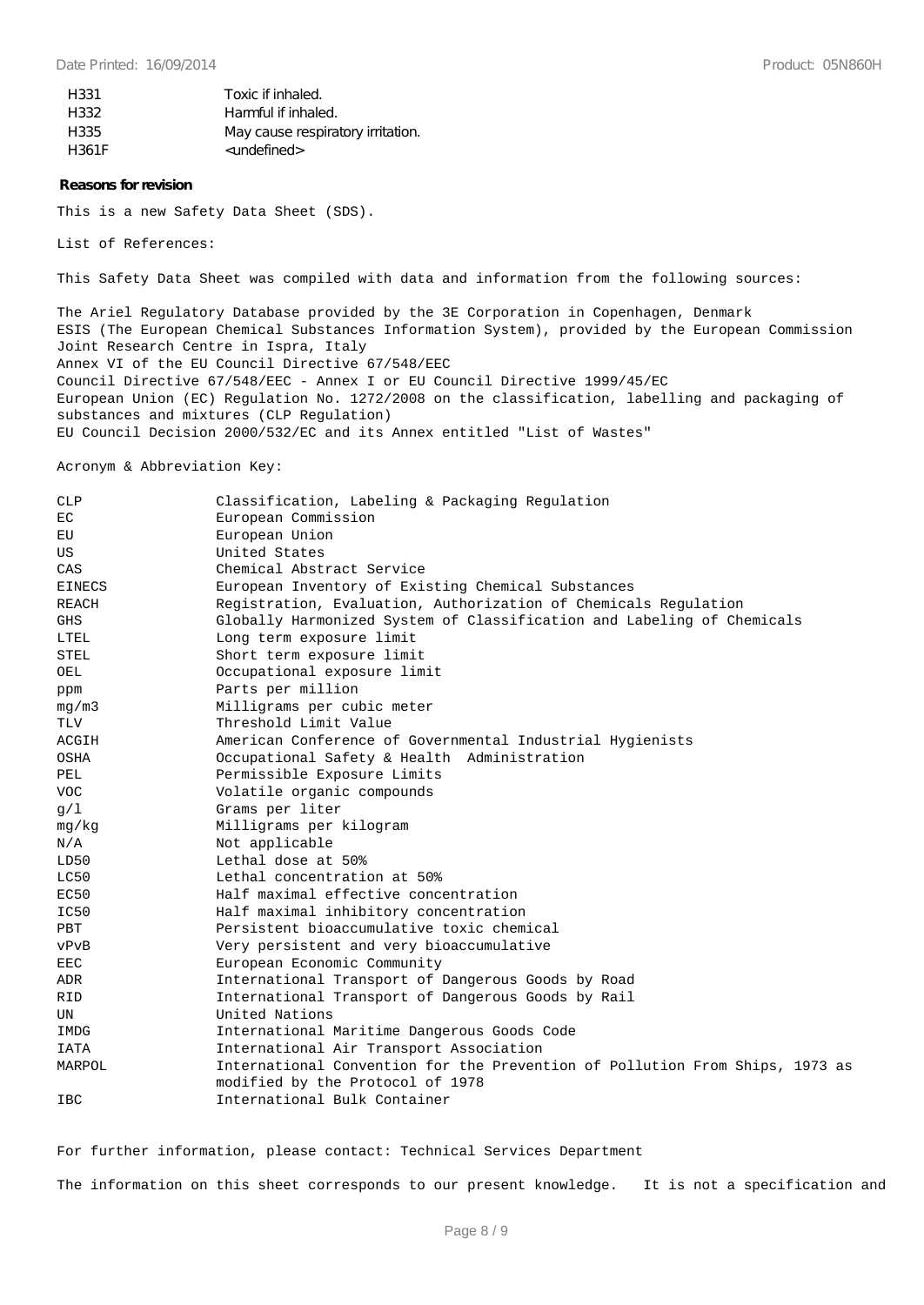| | |
|---|---|
| H331 | Toxic if inhaled. |
| H332 | Harmful if inhaled. |
| H335 | May cause respiratory irritation. |
| H361F | <undefined> |

**Reasons for revision**

This is a new Safety Data Sheet (SDS).

List of References:

This Safety Data Sheet was compiled with data and information from the following sources:

The Ariel Regulatory Database provided by the 3E Corporation in Copenhagen, Denmark
ESIS (The European Chemical Substances Information System), provided by the European Commission Joint Research Centre in Ispra, Italy
Annex VI of the EU Council Directive 67/548/EEC
Council Directive 67/548/EEC - Annex I or EU Council Directive 1999/45/EC
European Union (EC) Regulation No. 1272/2008 on the classification, labelling and packaging of substances and mixtures (CLP Regulation)
EU Council Decision 2000/532/EC and its Annex entitled "List of Wastes"

Acronym & Abbreviation Key:

| | |
|---|---|
| CLP | Classification, Labeling & Packaging Regulation |
| EC | European Commission |
| EU | European Union |
| US | United States |
| CAS | Chemical Abstract Service |
| EINECS | European Inventory of Existing Chemical Substances |
| REACH | Registration, Evaluation, Authorization of Chemicals Regulation |
| GHS | Globally Harmonized System of Classification and Labeling of Chemicals |
| LTEL | Long term exposure limit |
| STEL | Short term exposure limit |
| OEL | Occupational exposure limit |
| ppm | Parts per million |
| mg/m3 | Milligrams per cubic meter |
| TLV | Threshold Limit Value |
| ACGIH | American Conference of Governmental Industrial Hygienists |
| OSHA | Occupational Safety & Health Administration |
| PEL | Permissible Exposure Limits |
| VOC | Volatile organic compounds |
| g/l | Grams per liter |
| mg/kg | Milligrams per kilogram |
| N/A | Not applicable |
| LD50 | Lethal dose at 50% |
| LC50 | Lethal concentration at 50% |
| EC50 | Half maximal effective concentration |
| IC50 | Half maximal inhibitory concentration |
| PBT | Persistent bioaccumulative toxic chemical |
| vPvB | Very persistent and very bioaccumulative |
| EEC | European Economic Community |
| ADR | International Transport of Dangerous Goods by Road |
| RID | International Transport of Dangerous Goods by Rail |
| UN | United Nations |
| IMDG | International Maritime Dangerous Goods Code |
| IATA | International Air Transport Association |
| MARPOL | International Convention for the Prevention of Pollution From Ships, 1973 as modified by the Protocol of 1978 |
| IBC | International Bulk Container |

For further information, please contact: Technical Services Department

The information on this sheet corresponds to our present knowledge. It is not a specification and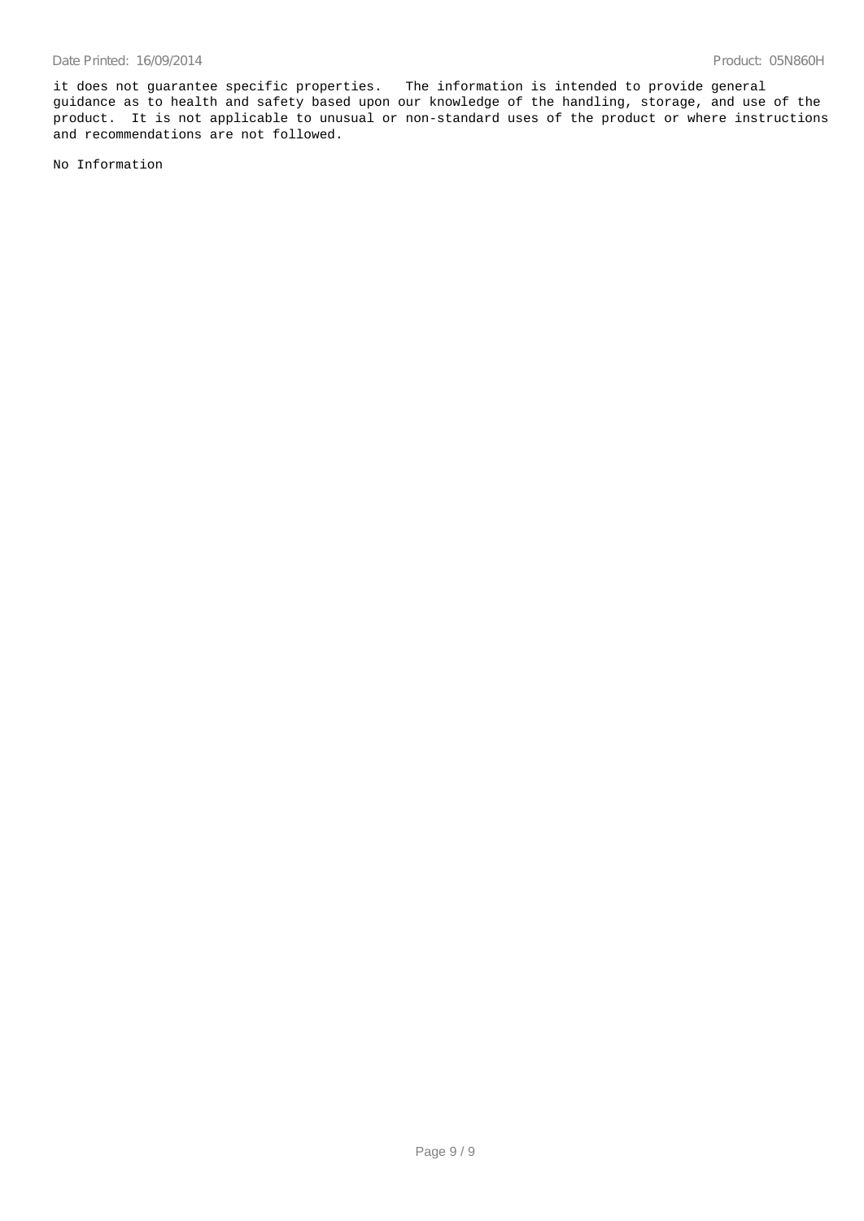it does not guarantee specific properties. The information is intended to provide general guidance as to health and safety based upon our knowledge of the handling, storage, and use of the product. It is not applicable to unusual or non-standard uses of the product or where instructions and recommendations are not followed.

No Information